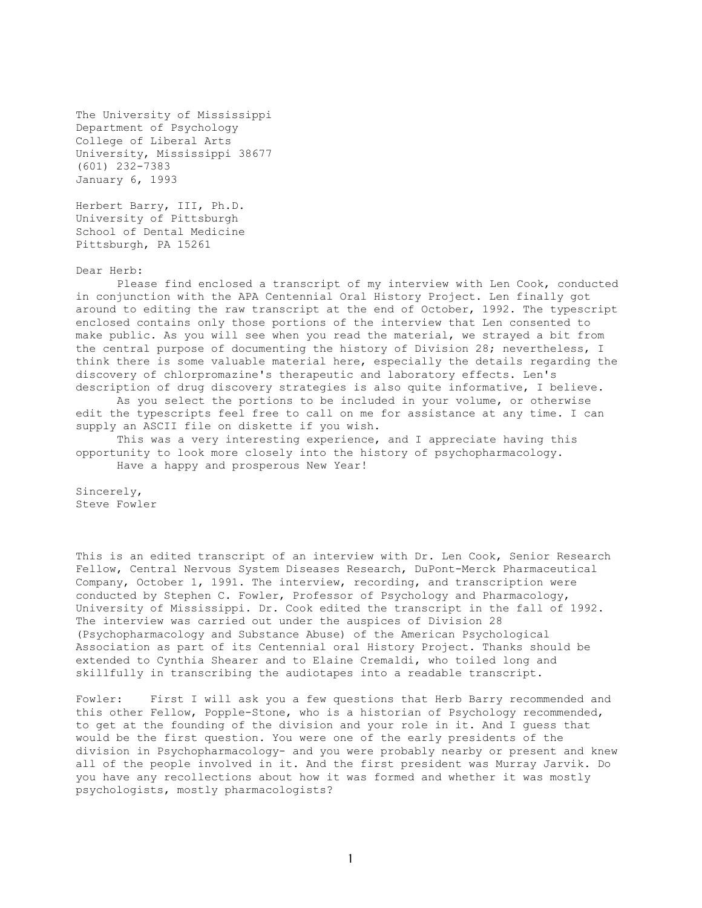The University of Mississippi
Department of Psychology
College of Liberal Arts
University, Mississippi 38677
(601) 232-7383
January 6, 1993

Herbert Barry, III, Ph.D.
University of Pittsburgh
School of Dental Medicine
Pittsburgh, PA 15261

Dear Herb:

Please find enclosed a transcript of my interview with Len Cook, conducted in conjunction with the APA Centennial Oral History Project. Len finally got around to editing the raw transcript at the end of October, 1992. The typescript enclosed contains only those portions of the interview that Len consented to make public. As you will see when you read the material, we strayed a bit from the central purpose of documenting the history of Division 28; nevertheless, I think there is some valuable material here, especially the details regarding the discovery of chlorpromazine's therapeutic and laboratory effects. Len's description of drug discovery strategies is also quite informative, I believe.

As you select the portions to be included in your volume, or otherwise edit the typescripts feel free to call on me for assistance at any time. I can supply an ASCII file on diskette if you wish.

This was a very interesting experience, and I appreciate having this opportunity to look more closely into the history of psychopharmacology.

Have a happy and prosperous New Year!

Sincerely,
Steve Fowler

This is an edited transcript of an interview with Dr. Len Cook, Senior Research Fellow, Central Nervous System Diseases Research, DuPont-Merck Pharmaceutical Company, October 1, 1991. The interview, recording, and transcription were conducted by Stephen C. Fowler, Professor of Psychology and Pharmacology, University of Mississippi. Dr. Cook edited the transcript in the fall of 1992. The interview was carried out under the auspices of Division 28 (Psychopharmacology and Substance Abuse) of the American Psychological Association as part of its Centennial oral History Project. Thanks should be extended to Cynthia Shearer and to Elaine Cremaldi, who toiled long and skillfully in transcribing the audiotapes into a readable transcript.

Fowler: First I will ask you a few questions that Herb Barry recommended and this other Fellow, Popple-Stone, who is a historian of Psychology recommended, to get at the founding of the division and your role in it. And I guess that would be the first question. You were one of the early presidents of the division in Psychopharmacology- and you were probably nearby or present and knew all of the people involved in it. And the first president was Murray Jarvik. Do you have any recollections about how it was formed and whether it was mostly psychologists, mostly pharmacologists?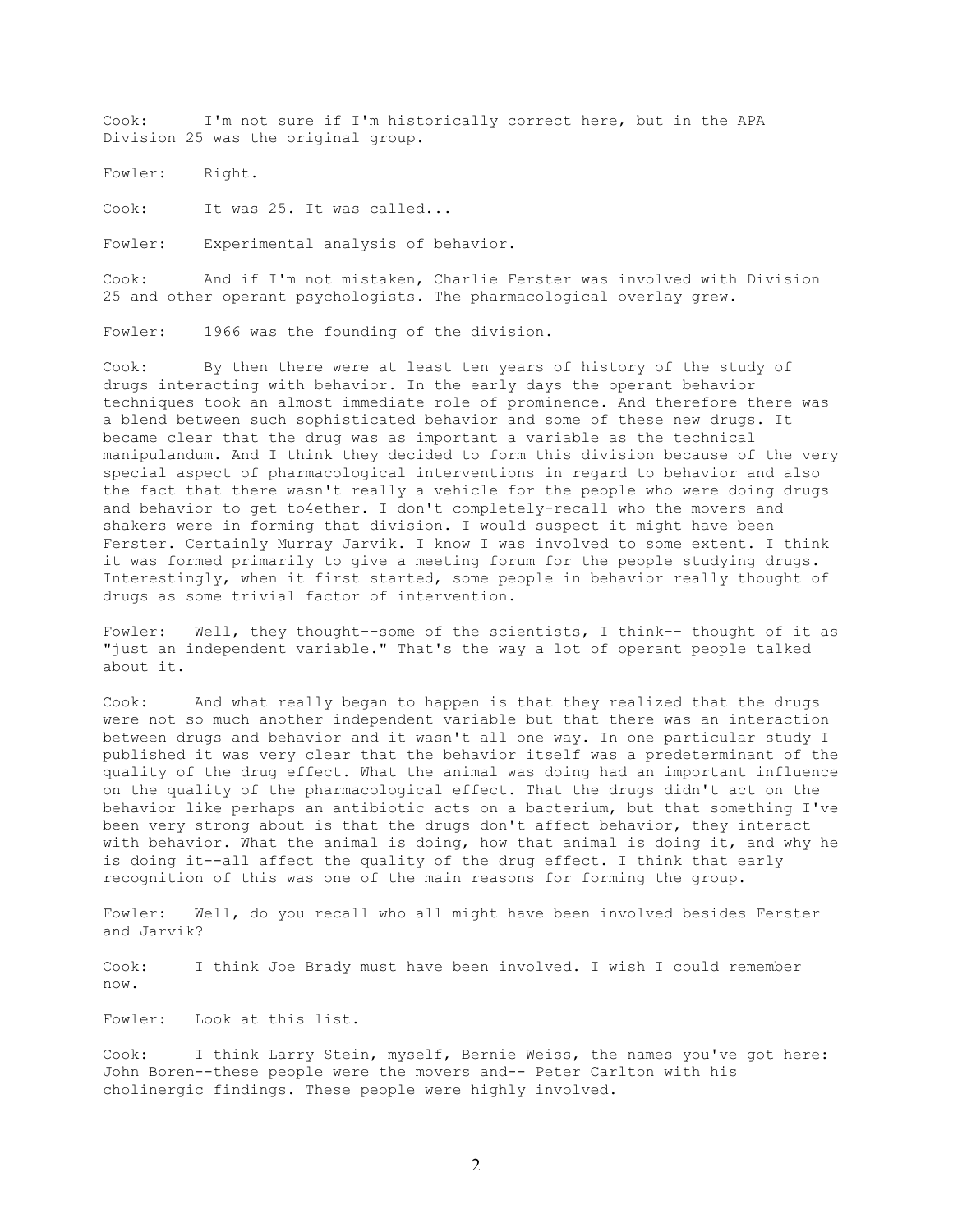Cook: I'm not sure if I'm historically correct here, but in the APA Division 25 was the original group.

Fowler: Right.

Cook: It was 25. It was called...

Fowler: Experimental analysis of behavior.

Cook: And if I'm not mistaken, Charlie Ferster was involved with Division 25 and other operant psychologists. The pharmacological overlay grew.

Fowler: 1966 was the founding of the division.

Cook: By then there were at least ten years of history of the study of drugs interacting with behavior. In the early days the operant behavior techniques took an almost immediate role of prominence. And therefore there was a blend between such sophisticated behavior and some of these new drugs. It became clear that the drug was as important a variable as the technical manipulandum. And I think they decided to form this division because of the very special aspect of pharmacological interventions in regard to behavior and also the fact that there wasn't really a vehicle for the people who were doing drugs and behavior to get to4ether. I don't completely-recall who the movers and shakers were in forming that division. I would suspect it might have been Ferster. Certainly Murray Jarvik. I know I was involved to some extent. I think it was formed primarily to give a meeting forum for the people studying drugs. Interestingly, when it first started, some people in behavior really thought of drugs as some trivial factor of intervention.

Fowler: Well, they thought--some of the scientists, I think-- thought of it as "just an independent variable." That's the way a lot of operant people talked about it.

Cook: And what really began to happen is that they realized that the drugs were not so much another independent variable but that there was an interaction between drugs and behavior and it wasn't all one way. In one particular study I published it was very clear that the behavior itself was a predeterminant of the quality of the drug effect. What the animal was doing had an important influence on the quality of the pharmacological effect. That the drugs didn't act on the behavior like perhaps an antibiotic acts on a bacterium, but that something I've been very strong about is that the drugs don't affect behavior, they interact with behavior. What the animal is doing, how that animal is doing it, and why he is doing it--all affect the quality of the drug effect. I think that early recognition of this was one of the main reasons for forming the group.

Fowler: Well, do you recall who all might have been involved besides Ferster and Jarvik?

Cook: I think Joe Brady must have been involved. I wish I could remember now.

Fowler: Look at this list.

Cook: I think Larry Stein, myself, Bernie Weiss, the names you've got here: John Boren--these people were the movers and-- Peter Carlton with his cholinergic findings. These people were highly involved.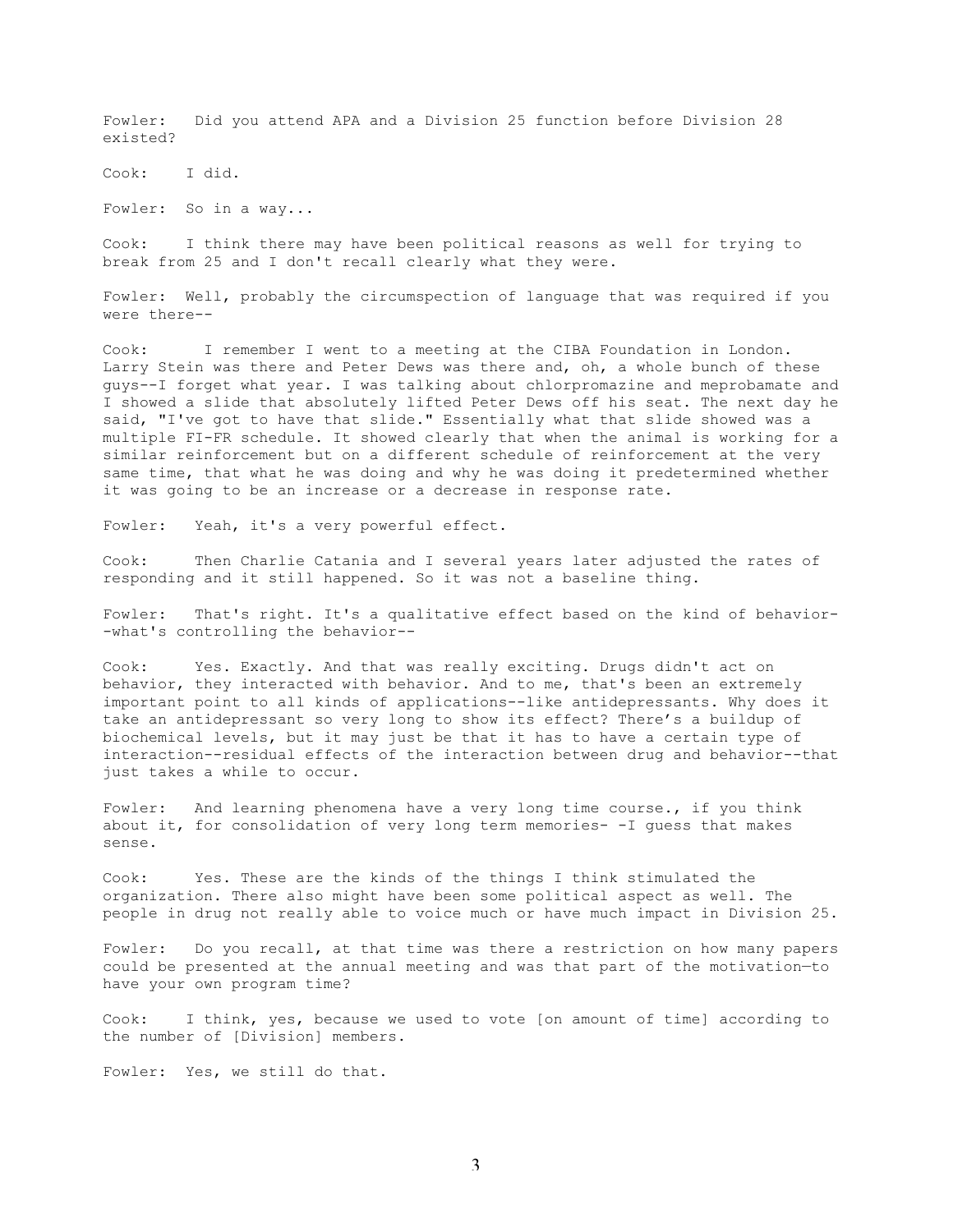Fowler: Did you attend APA and a Division 25 function before Division 28 existed?

Cook: I did.

Fowler: So in a way...

Cook: I think there may have been political reasons as well for trying to break from 25 and I don't recall clearly what they were.

Fowler: Well, probably the circumspection of language that was required if you were there--

Cook: I remember I went to a meeting at the CIBA Foundation in London. Larry Stein was there and Peter Dews was there and, oh, a whole bunch of these guys--I forget what year. I was talking about chlorpromazine and meprobamate and I showed a slide that absolutely lifted Peter Dews off his seat. The next day he said, "I've got to have that slide." Essentially what that slide showed was a multiple FI-FR schedule. It showed clearly that when the animal is working for a similar reinforcement but on a different schedule of reinforcement at the very same time, that what he was doing and why he was doing it predetermined whether it was going to be an increase or a decrease in response rate.

Fowler: Yeah, it's a very powerful effect.

Cook: Then Charlie Catania and I several years later adjusted the rates of responding and it still happened. So it was not a baseline thing.

Fowler: That's right. It's a qualitative effect based on the kind of behavior--what's controlling the behavior--

Cook: Yes. Exactly. And that was really exciting. Drugs didn't act on behavior, they interacted with behavior. And to me, that's been an extremely important point to all kinds of applications--like antidepressants. Why does it take an antidepressant so very long to show its effect? There's a buildup of biochemical levels, but it may just be that it has to have a certain type of interaction--residual effects of the interaction between drug and behavior--that just takes a while to occur.

Fowler: And learning phenomena have a very long time course., if you think about it, for consolidation of very long term memories- -I guess that makes sense.

Cook: Yes. These are the kinds of the things I think stimulated the organization. There also might have been some political aspect as well. The people in drug not really able to voice much or have much impact in Division 25.

Fowler: Do you recall, at that time was there a restriction on how many papers could be presented at the annual meeting and was that part of the motivation—to have your own program time?

Cook: I think, yes, because we used to vote [on amount of time] according to the number of [Division] members.

Fowler: Yes, we still do that.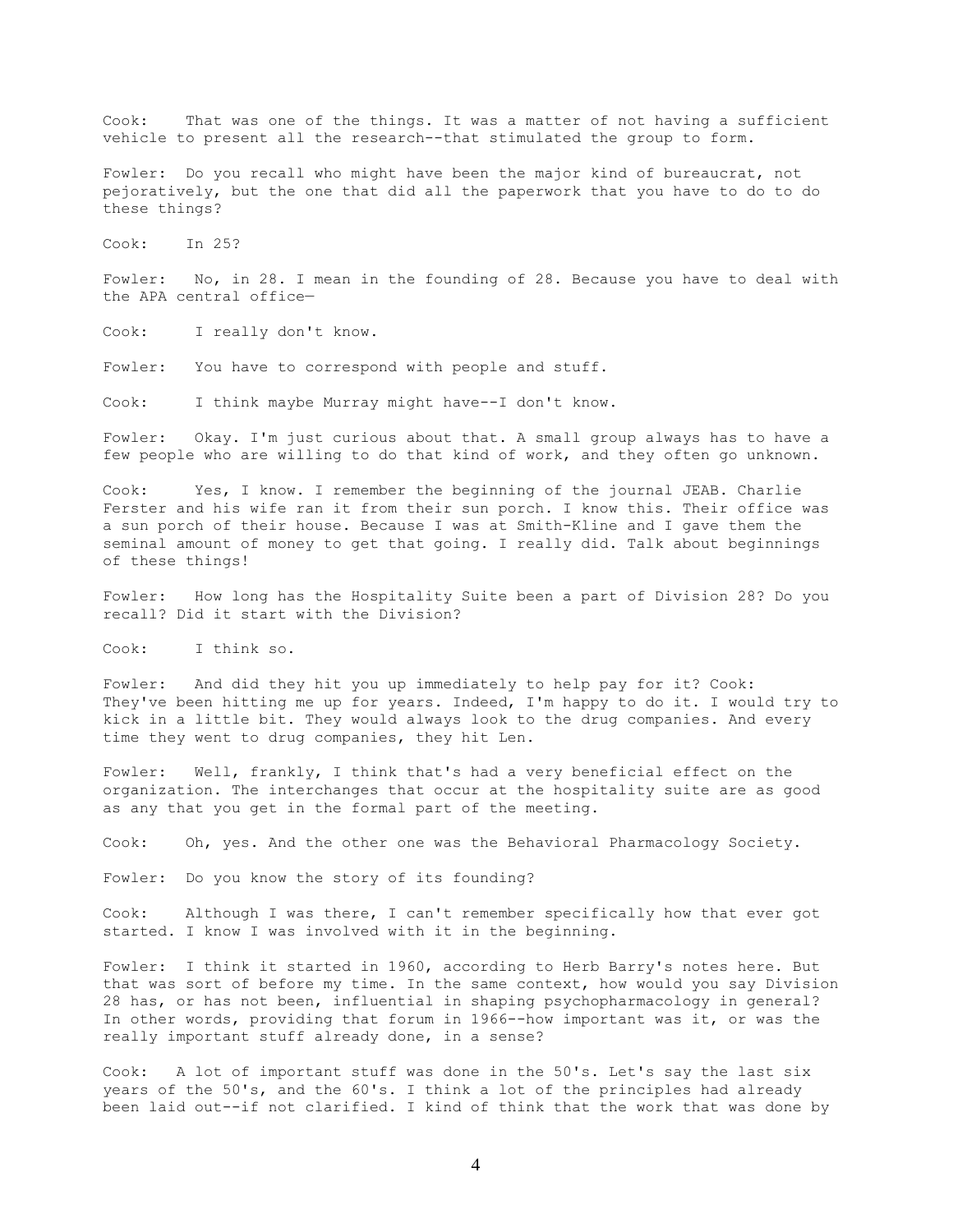Cook: That was one of the things. It was a matter of not having a sufficient vehicle to present all the research--that stimulated the group to form.

Fowler: Do you recall who might have been the major kind of bureaucrat, not pejoratively, but the one that did all the paperwork that you have to do to do these things?

Cook: In 25?

Fowler: No, in 28. I mean in the founding of 28. Because you have to deal with the APA central office—

Cook: I really don't know.

Fowler: You have to correspond with people and stuff.

Cook: I think maybe Murray might have--I don't know.

Fowler: Okay. I'm just curious about that. A small group always has to have a few people who are willing to do that kind of work, and they often go unknown.

Cook: Yes, I know. I remember the beginning of the journal JEAB. Charlie Ferster and his wife ran it from their sun porch. I know this. Their office was a sun porch of their house. Because I was at Smith-Kline and I gave them the seminal amount of money to get that going. I really did. Talk about beginnings of these things!

Fowler: How long has the Hospitality Suite been a part of Division 28? Do you recall? Did it start with the Division?

Cook: I think so.

Fowler: And did they hit you up immediately to help pay for it? Cook: They've been hitting me up for years. Indeed, I'm happy to do it. I would try to kick in a little bit. They would always look to the drug companies. And every time they went to drug companies, they hit Len.

Fowler: Well, frankly, I think that's had a very beneficial effect on the organization. The interchanges that occur at the hospitality suite are as good as any that you get in the formal part of the meeting.

Cook: Oh, yes. And the other one was the Behavioral Pharmacology Society.

Fowler: Do you know the story of its founding?

Cook: Although I was there, I can't remember specifically how that ever got started. I know I was involved with it in the beginning.

Fowler: I think it started in 1960, according to Herb Barry's notes here. But that was sort of before my time. In the same context, how would you say Division 28 has, or has not been, influential in shaping psychopharmacology in general? In other words, providing that forum in 1966--how important was it, or was the really important stuff already done, in a sense?

Cook: A lot of important stuff was done in the 50's. Let's say the last six years of the 50's, and the 60's. I think a lot of the principles had already been laid out--if not clarified. I kind of think that the work that was done by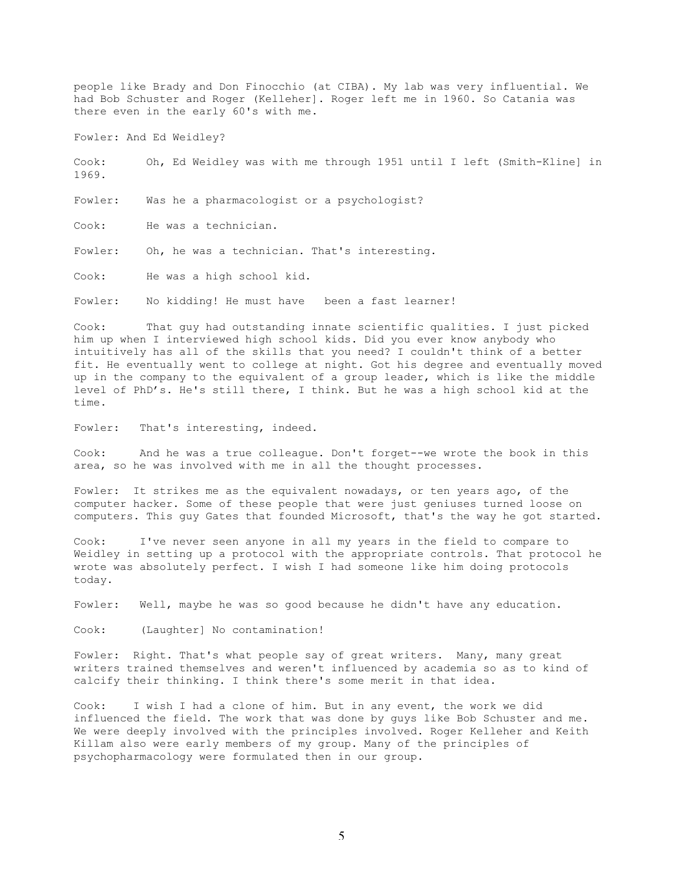people like Brady and Don Finocchio (at CIBA). My lab was very influential. We had Bob Schuster and Roger (Kelleher]. Roger left me in 1960. So Catania was there even in the early 60's with me.

Fowler: And Ed Weidley?

Cook: Oh, Ed Weidley was with me through 1951 until I left (Smith-Kline] in 1969.

Fowler: Was he a pharmacologist or a psychologist?

Cook: He was a technician.

Fowler: Oh, he was a technician. That's interesting.

Cook: He was a high school kid.

Fowler: No kidding! He must have been a fast learner!

Cook: That guy had outstanding innate scientific qualities. I just picked him up when I interviewed high school kids. Did you ever know anybody who intuitively has all of the skills that you need? I couldn't think of a better fit. He eventually went to college at night. Got his degree and eventually moved up in the company to the equivalent of a group leader, which is like the middle level of PhD's. He's still there, I think. But he was a high school kid at the time.

Fowler: That's interesting, indeed.

Cook: And he was a true colleague. Don't forget--we wrote the book in this area, so he was involved with me in all the thought processes.

Fowler: It strikes me as the equivalent nowadays, or ten years ago, of the computer hacker. Some of these people that were just geniuses turned loose on computers. This guy Gates that founded Microsoft, that's the way he got started.

Cook: I've never seen anyone in all my years in the field to compare to Weidley in setting up a protocol with the appropriate controls. That protocol he wrote was absolutely perfect. I wish I had someone like him doing protocols today.

Fowler: Well, maybe he was so good because he didn't have any education.

Cook: (Laughter] No contamination!

Fowler: Right. That's what people say of great writers. Many, many great writers trained themselves and weren't influenced by academia so as to kind of calcify their thinking. I think there's some merit in that idea.

Cook: I wish I had a clone of him. But in any event, the work we did influenced the field. The work that was done by guys like Bob Schuster and me. We were deeply involved with the principles involved. Roger Kelleher and Keith Killam also were early members of my group. Many of the principles of psychopharmacology were formulated then in our group.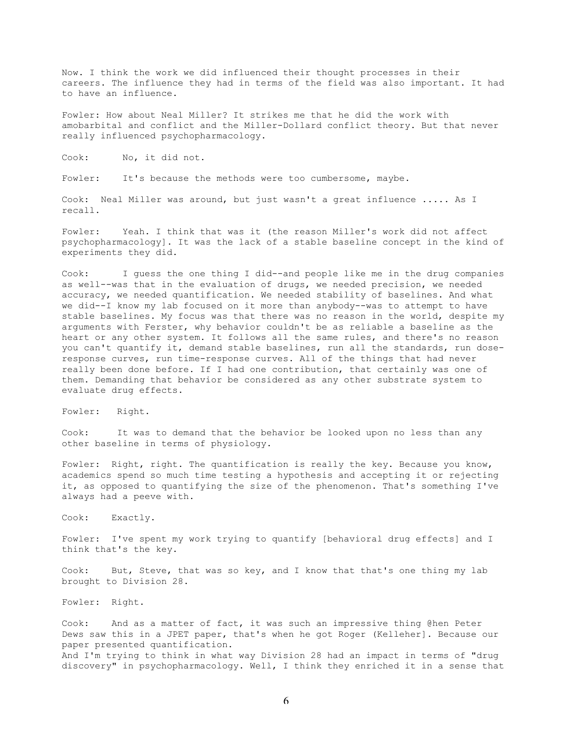Now. I think the work we did influenced their thought processes in their careers. The influence they had in terms of the field was also important. It had to have an influence.

Fowler: How about Neal Miller? It strikes me that he did the work with amobarbital and conflict and the Miller-Dollard conflict theory. But that never really influenced psychopharmacology.

Cook: No, it did not.

Fowler: It's because the methods were too cumbersome, maybe.

Cook: Neal Miller was around, but just wasn't a great influence ..... As I recall.

Fowler: Yeah. I think that was it (the reason Miller's work did not affect psychopharmacology]. It was the lack of a stable baseline concept in the kind of experiments they did.

Cook: I guess the one thing I did--and people like me in the drug companies as well--was that in the evaluation of drugs, we needed precision, we needed accuracy, we needed quantification. We needed stability of baselines. And what we did--I know my lab focused on it more than anybody--was to attempt to have stable baselines. My focus was that there was no reason in the world, despite my arguments with Ferster, why behavior couldn't be as reliable a baseline as the heart or any other system. It follows all the same rules, and there's no reason you can't quantify it, demand stable baselines, run all the standards, run dose-response curves, run time-response curves. All of the things that had never really been done before. If I had one contribution, that certainly was one of them. Demanding that behavior be considered as any other substrate system to evaluate drug effects.

Fowler: Right.

Cook: It was to demand that the behavior be looked upon no less than any other baseline in terms of physiology.

Fowler: Right, right. The quantification is really the key. Because you know, academics spend so much time testing a hypothesis and accepting it or rejecting it, as opposed to quantifying the size of the phenomenon. That's something I've always had a peeve with.

Cook: Exactly.

Fowler: I've spent my work trying to quantify [behavioral drug effects] and I think that's the key.

Cook: But, Steve, that was so key, and I know that that's one thing my lab brought to Division 28.

Fowler: Right.

Cook: And as a matter of fact, it was such an impressive thing @hen Peter Dews saw this in a JPET paper, that's when he got Roger (Kelleher]. Because our paper presented quantification.
And I'm trying to think in what way Division 28 had an impact in terms of "drug discovery" in psychopharmacology. Well, I think they enriched it in a sense that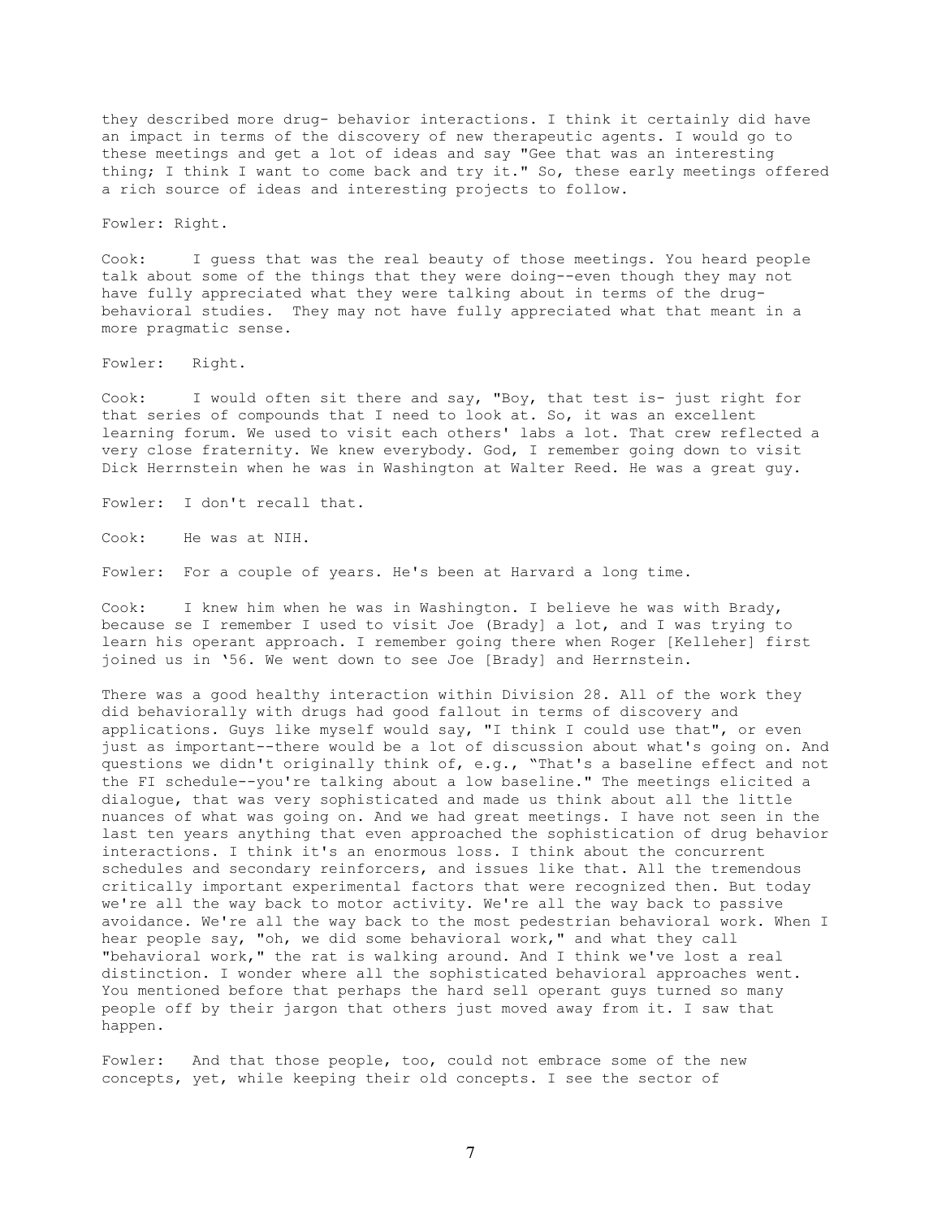they described more drug- behavior interactions. I think it certainly did have an impact in terms of the discovery of new therapeutic agents. I would go to these meetings and get a lot of ideas and say "Gee that was an interesting thing; I think I want to come back and try it." So, these early meetings offered a rich source of ideas and interesting projects to follow.

Fowler: Right.

Cook: I guess that was the real beauty of those meetings. You heard people talk about some of the things that they were doing--even though they may not have fully appreciated what they were talking about in terms of the drug-behavioral studies. They may not have fully appreciated what that meant in a more pragmatic sense.

Fowler: Right.

Cook: I would often sit there and say, "Boy, that test is- just right for that series of compounds that I need to look at. So, it was an excellent learning forum. We used to visit each others' labs a lot. That crew reflected a very close fraternity. We knew everybody. God, I remember going down to visit Dick Herrnstein when he was in Washington at Walter Reed. He was a great guy.

Fowler: I don't recall that.

Cook: He was at NIH.

Fowler: For a couple of years. He's been at Harvard a long time.

Cook: I knew him when he was in Washington. I believe he was with Brady, because se I remember I used to visit Joe (Brady) a lot, and I was trying to learn his operant approach. I remember going there when Roger [Kelleher] first joined us in '56. We went down to see Joe [Brady] and Herrnstein.

There was a good healthy interaction within Division 28. All of the work they did behaviorally with drugs had good fallout in terms of discovery and applications. Guys like myself would say, "I think I could use that", or even just as important--there would be a lot of discussion about what's going on. And questions we didn't originally think of, e.g., "That's a baseline effect and not the FI schedule--you're talking about a low baseline." The meetings elicited a dialogue, that was very sophisticated and made us think about all the little nuances of what was going on. And we had great meetings. I have not seen in the last ten years anything that even approached the sophistication of drug behavior interactions. I think it's an enormous loss. I think about the concurrent schedules and secondary reinforcers, and issues like that. All the tremendous critically important experimental factors that were recognized then. But today we're all the way back to motor activity. We're all the way back to passive avoidance. We're all the way back to the most pedestrian behavioral work. When I hear people say, "oh, we did some behavioral work," and what they call "behavioral work," the rat is walking around. And I think we've lost a real distinction. I wonder where all the sophisticated behavioral approaches went. You mentioned before that perhaps the hard sell operant guys turned so many people off by their jargon that others just moved away from it. I saw that happen.

Fowler: And that those people, too, could not embrace some of the new concepts, yet, while keeping their old concepts. I see the sector of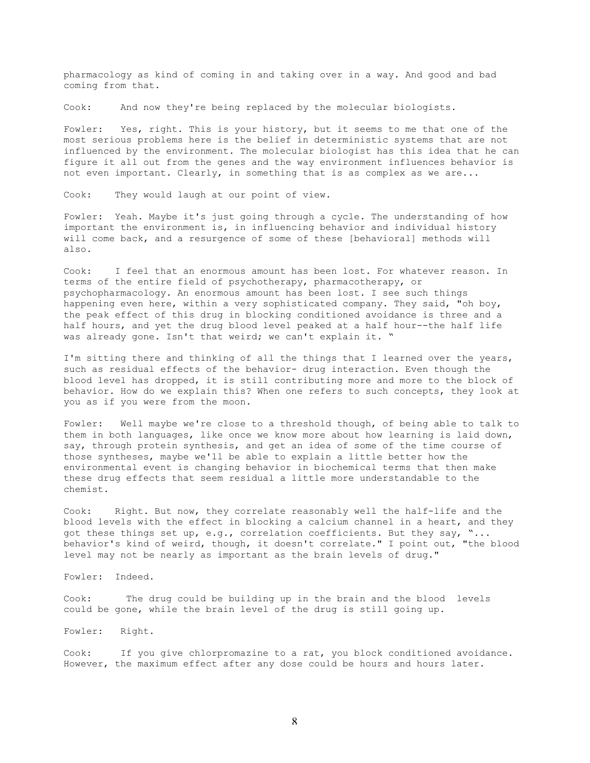pharmacology as kind of coming in and taking over in a way. And good and bad coming from that.

Cook: And now they're being replaced by the molecular biologists.

Fowler: Yes, right. This is your history, but it seems to me that one of the most serious problems here is the belief in deterministic systems that are not influenced by the environment. The molecular biologist has this idea that he can figure it all out from the genes and the way environment influences behavior is not even important. Clearly, in something that is as complex as we are...

Cook: They would laugh at our point of view.

Fowler: Yeah. Maybe it's just going through a cycle. The understanding of how important the environment is, in influencing behavior and individual history will come back, and a resurgence of some of these [behavioral] methods will also.

Cook: I feel that an enormous amount has been lost. For whatever reason. In terms of the entire field of psychotherapy, pharmacotherapy, or psychopharmacology. An enormous amount has been lost. I see such things happening even here, within a very sophisticated company. They said, "oh boy, the peak effect of this drug in blocking conditioned avoidance is three and a half hours, and yet the drug blood level peaked at a half hour--the half life was already gone. Isn't that weird; we can't explain it. "

I'm sitting there and thinking of all the things that I learned over the years, such as residual effects of the behavior- drug interaction. Even though the blood level has dropped, it is still contributing more and more to the block of behavior. How do we explain this? When one refers to such concepts, they look at you as if you were from the moon.

Fowler: Well maybe we're close to a threshold though, of being able to talk to them in both languages, like once we know more about how learning is laid down, say, through protein synthesis, and get an idea of some of the time course of those syntheses, maybe we'll be able to explain a little better how the environmental event is changing behavior in biochemical terms that then make these drug effects that seem residual a little more understandable to the chemist.

Cook: Right. But now, they correlate reasonably well the half-life and the blood levels with the effect in blocking a calcium channel in a heart, and they got these things set up, e.g., correlation coefficients. But they say, "... behavior's kind of weird, though, it doesn't correlate." I point out, "the blood level may not be nearly as important as the brain levels of drug."

Fowler: Indeed.

Cook: The drug could be building up in the brain and the blood levels could be gone, while the brain level of the drug is still going up.

Fowler: Right.

Cook: If you give chlorpromazine to a rat, you block conditioned avoidance. However, the maximum effect after any dose could be hours and hours later.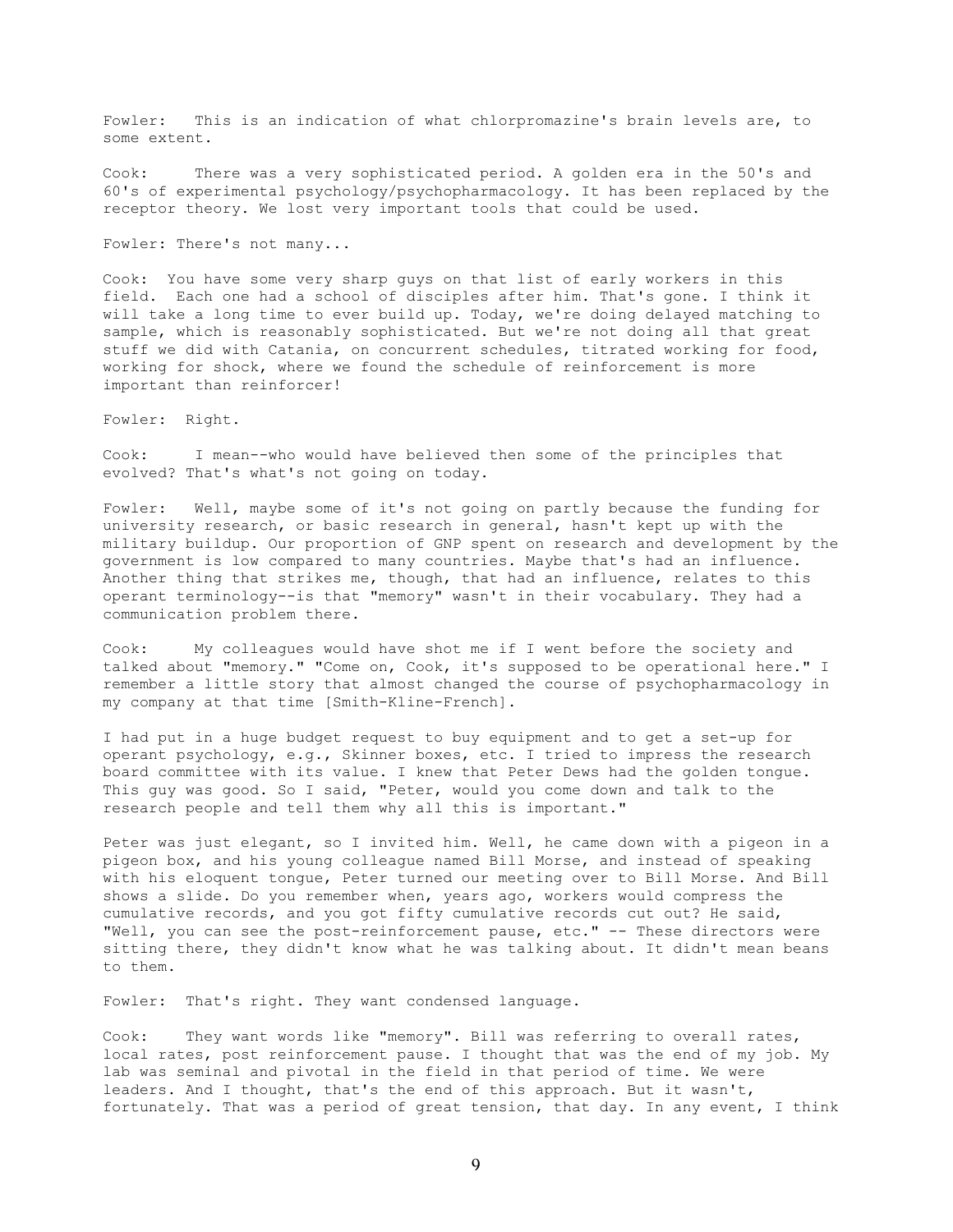Fowler: This is an indication of what chlorpromazine's brain levels are, to some extent.

Cook: There was a very sophisticated period. A golden era in the 50's and 60's of experimental psychology/psychopharmacology. It has been replaced by the receptor theory. We lost very important tools that could be used.

Fowler: There's not many...

Cook: You have some very sharp guys on that list of early workers in this field. Each one had a school of disciples after him. That's gone. I think it will take a long time to ever build up. Today, we're doing delayed matching to sample, which is reasonably sophisticated. But we're not doing all that great stuff we did with Catania, on concurrent schedules, titrated working for food, working for shock, where we found the schedule of reinforcement is more important than reinforcer!

Fowler: Right.

Cook: I mean--who would have believed then some of the principles that evolved? That's what's not going on today.

Fowler: Well, maybe some of it's not going on partly because the funding for university research, or basic research in general, hasn't kept up with the military buildup. Our proportion of GNP spent on research and development by the government is low compared to many countries. Maybe that's had an influence. Another thing that strikes me, though, that had an influence, relates to this operant terminology--is that "memory" wasn't in their vocabulary. They had a communication problem there.

Cook: My colleagues would have shot me if I went before the society and talked about "memory." "Come on, Cook, it's supposed to be operational here." I remember a little story that almost changed the course of psychopharmacology in my company at that time [Smith-Kline-French].

I had put in a huge budget request to buy equipment and to get a set-up for operant psychology, e.g., Skinner boxes, etc. I tried to impress the research board committee with its value. I knew that Peter Dews had the golden tongue. This guy was good. So I said, "Peter, would you come down and talk to the research people and tell them why all this is important."

Peter was just elegant, so I invited him. Well, he came down with a pigeon in a pigeon box, and his young colleague named Bill Morse, and instead of speaking with his eloquent tongue, Peter turned our meeting over to Bill Morse. And Bill shows a slide. Do you remember when, years ago, workers would compress the cumulative records, and you got fifty cumulative records cut out? He said, "Well, you can see the post-reinforcement pause, etc." -- These directors were sitting there, they didn't know what he was talking about. It didn't mean beans to them.

Fowler: That's right. They want condensed language.

Cook: They want words like "memory". Bill was referring to overall rates, local rates, post reinforcement pause. I thought that was the end of my job. My lab was seminal and pivotal in the field in that period of time. We were leaders. And I thought, that's the end of this approach. But it wasn't, fortunately. That was a period of great tension, that day. In any event, I think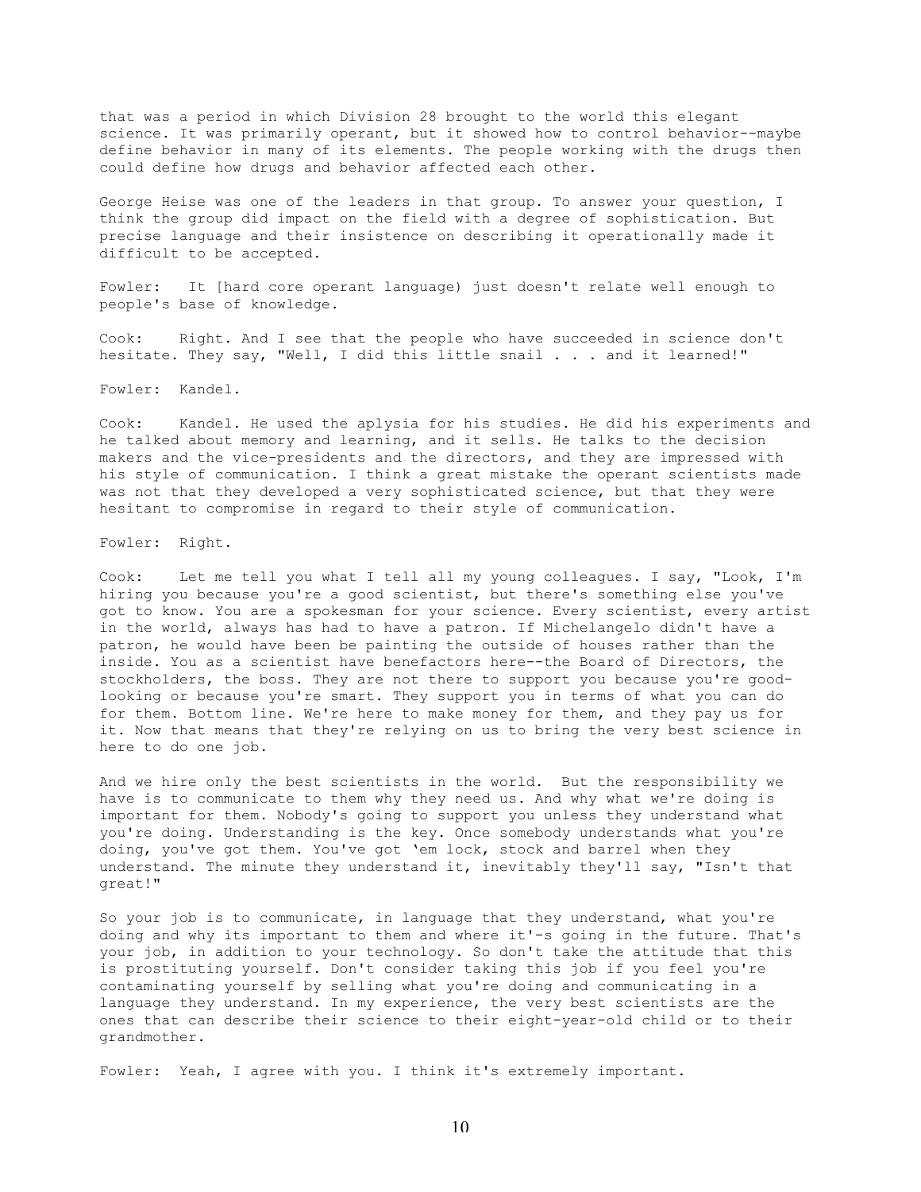that was a period in which Division 28 brought to the world this elegant science. It was primarily operant, but it showed how to control behavior--maybe define behavior in many of its elements. The people working with the drugs then could define how drugs and behavior affected each other.

George Heise was one of the leaders in that group. To answer your question, I think the group did impact on the field with a degree of sophistication. But precise language and their insistence on describing it operationally made it difficult to be accepted.

Fowler: It [hard core operant language) just doesn't relate well enough to people's base of knowledge.

Cook: Right. And I see that the people who have succeeded in science don't hesitate. They say, "Well, I did this little snail . . . and it learned!"

Fowler: Kandel.

Cook: Kandel. He used the aplysia for his studies. He did his experiments and he talked about memory and learning, and it sells. He talks to the decision makers and the vice-presidents and the directors, and they are impressed with his style of communication. I think a great mistake the operant scientists made was not that they developed a very sophisticated science, but that they were hesitant to compromise in regard to their style of communication.

Fowler: Right.

Cook: Let me tell you what I tell all my young colleagues. I say, "Look, I'm hiring you because you're a good scientist, but there's something else you've got to know. You are a spokesman for your science. Every scientist, every artist in the world, always has had to have a patron. If Michelangelo didn't have a patron, he would have been be painting the outside of houses rather than the inside. You as a scientist have benefactors here--the Board of Directors, the stockholders, the boss. They are not there to support you because you're good-looking or because you're smart. They support you in terms of what you can do for them. Bottom line. We're here to make money for them, and they pay us for it. Now that means that they're relying on us to bring the very best science in here to do one job.

And we hire only the best scientists in the world. But the responsibility we have is to communicate to them why they need us. And why what we're doing is important for them. Nobody's going to support you unless they understand what you're doing. Understanding is the key. Once somebody understands what you're doing, you've got them. You've got 'em lock, stock and barrel when they understand. The minute they understand it, inevitably they'll say, "Isn't that great!"

So your job is to communicate, in language that they understand, what you're doing and why its important to them and where it'-s going in the future. That's your job, in addition to your technology. So don't take the attitude that this is prostituting yourself. Don't consider taking this job if you feel you're contaminating yourself by selling what you're doing and communicating in a language they understand. In my experience, the very best scientists are the ones that can describe their science to their eight-year-old child or to their grandmother.

Fowler: Yeah, I agree with you. I think it's extremely important.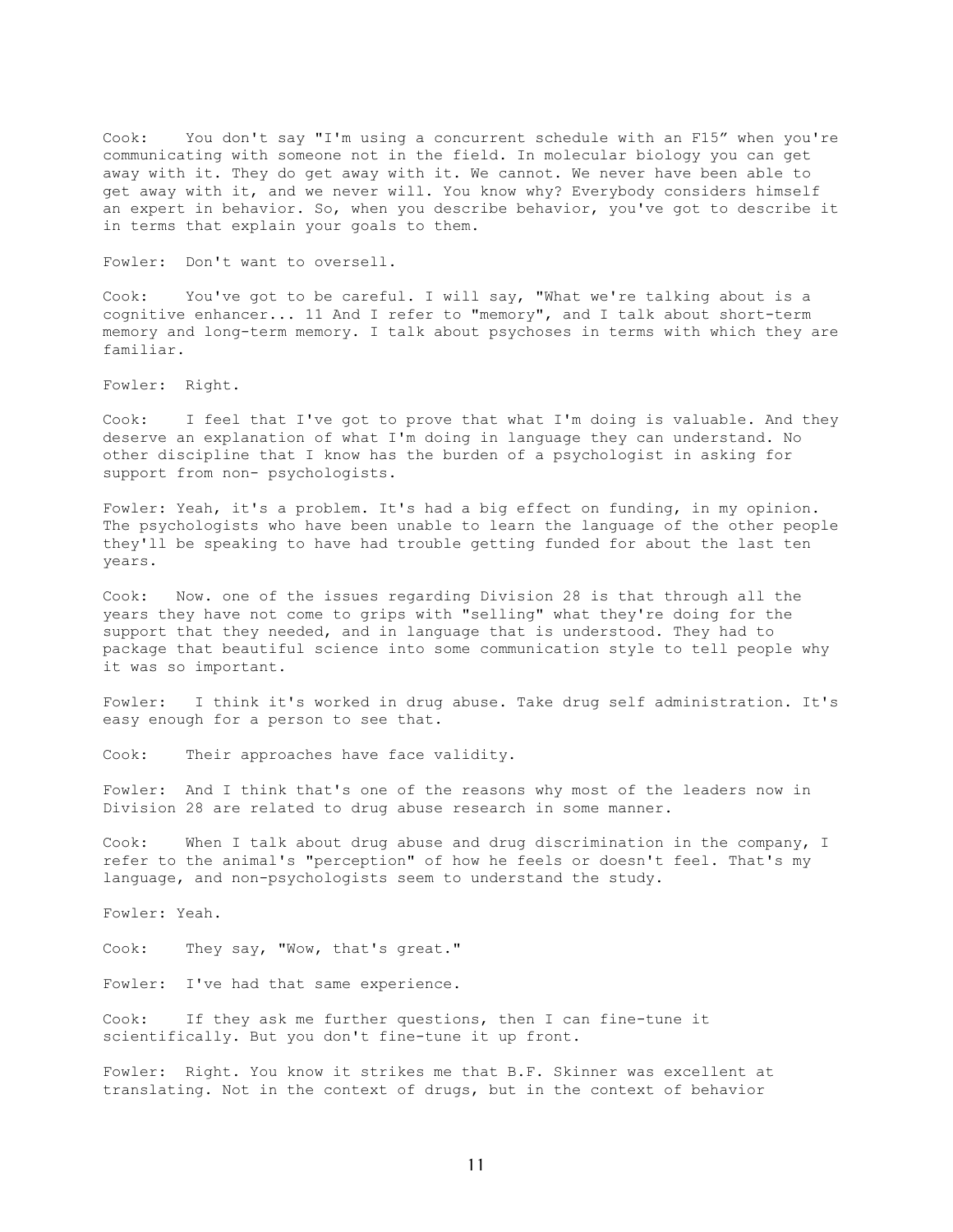Cook: You don't say "I'm using a concurrent schedule with an F15" when you're communicating with someone not in the field. In molecular biology you can get away with it. They do get away with it. We cannot. We never have been able to get away with it, and we never will. You know why? Everybody considers himself an expert in behavior. So, when you describe behavior, you've got to describe it in terms that explain your goals to them.

Fowler: Don't want to oversell.

Cook: You've got to be careful. I will say, "What we're talking about is a cognitive enhancer... 11 And I refer to "memory", and I talk about short-term memory and long-term memory. I talk about psychoses in terms with which they are familiar.

Fowler: Right.

Cook: I feel that I've got to prove that what I'm doing is valuable. And they deserve an explanation of what I'm doing in language they can understand. No other discipline that I know has the burden of a psychologist in asking for support from non- psychologists.

Fowler: Yeah, it's a problem. It's had a big effect on funding, in my opinion. The psychologists who have been unable to learn the language of the other people they'll be speaking to have had trouble getting funded for about the last ten years.

Cook: Now. one of the issues regarding Division 28 is that through all the years they have not come to grips with "selling" what they're doing for the support that they needed, and in language that is understood. They had to package that beautiful science into some communication style to tell people why it was so important.

Fowler: I think it's worked in drug abuse. Take drug self administration. It's easy enough for a person to see that.

Cook: Their approaches have face validity.

Fowler: And I think that's one of the reasons why most of the leaders now in Division 28 are related to drug abuse research in some manner.

Cook: When I talk about drug abuse and drug discrimination in the company, I refer to the animal's "perception" of how he feels or doesn't feel. That's my language, and non-psychologists seem to understand the study.

Fowler: Yeah.

Cook: They say, "Wow, that's great."

Fowler: I've had that same experience.

Cook: If they ask me further questions, then I can fine-tune it scientifically. But you don't fine-tune it up front.

Fowler: Right. You know it strikes me that B.F. Skinner was excellent at translating. Not in the context of drugs, but in the context of behavior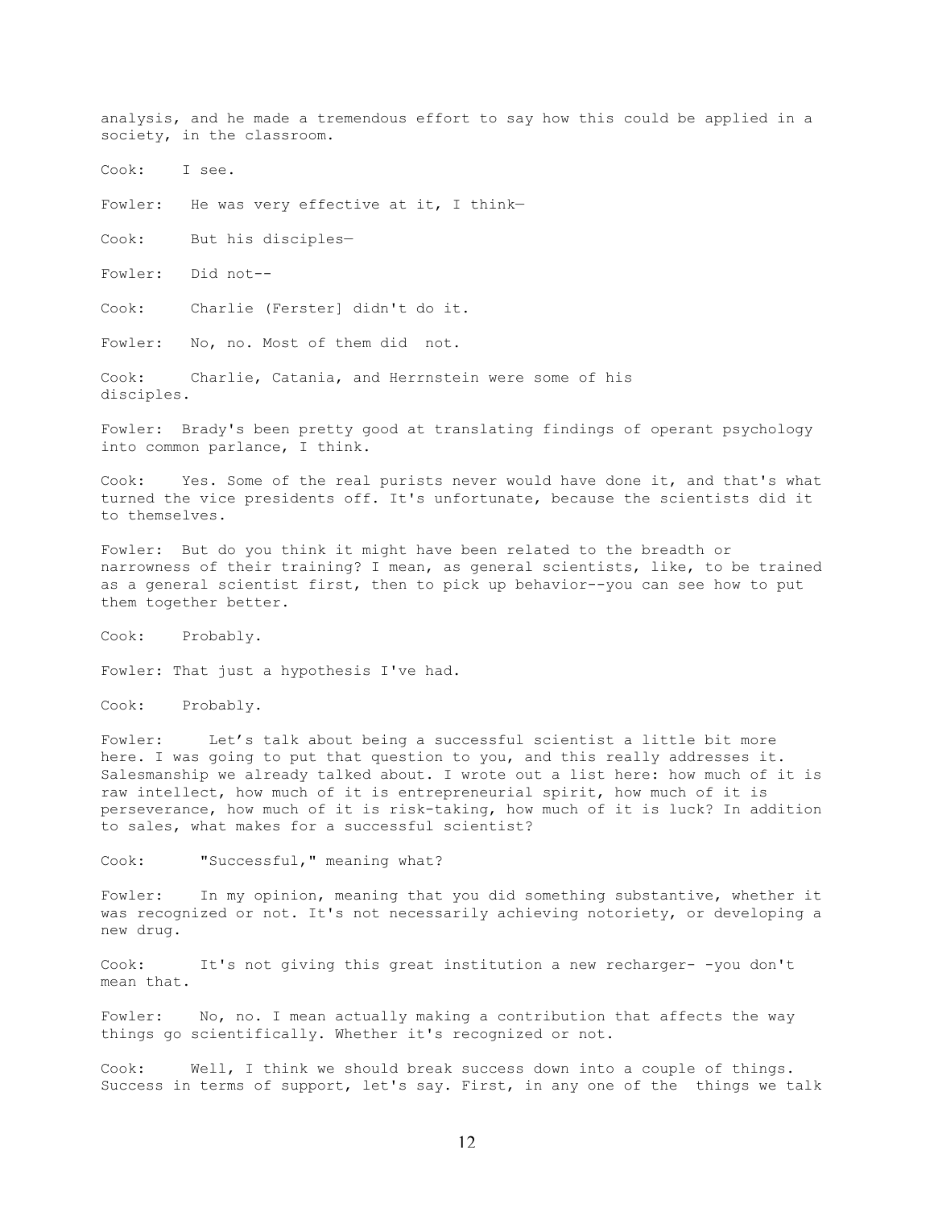analysis, and he made a tremendous effort to say how this could be applied in a society, in the classroom.

Cook: I see.

Fowler: He was very effective at it, I think—

Cook: But his disciples—

Fowler: Did not--

Cook: Charlie (Ferster] didn't do it.

Fowler: No, no. Most of them did not.

Cook: Charlie, Catania, and Herrnstein were some of his disciples.

Fowler: Brady's been pretty good at translating findings of operant psychology into common parlance, I think.

Cook: Yes. Some of the real purists never would have done it, and that's what turned the vice presidents off. It's unfortunate, because the scientists did it to themselves.

Fowler: But do you think it might have been related to the breadth or narrowness of their training? I mean, as general scientists, like, to be trained as a general scientist first, then to pick up behavior--you can see how to put them together better.

Cook: Probably.

Fowler: That just a hypothesis I've had.

Cook: Probably.

Fowler: Let's talk about being a successful scientist a little bit more here. I was going to put that question to you, and this really addresses it. Salesmanship we already talked about. I wrote out a list here: how much of it is raw intellect, how much of it is entrepreneurial spirit, how much of it is perseverance, how much of it is risk-taking, how much of it is luck? In addition to sales, what makes for a successful scientist?

Cook: "Successful," meaning what?

Fowler: In my opinion, meaning that you did something substantive, whether it was recognized or not. It's not necessarily achieving notoriety, or developing a new drug.

Cook: It's not giving this great institution a new recharger- -you don't mean that.

Fowler: No, no. I mean actually making a contribution that affects the way things go scientifically. Whether it's recognized or not.

Cook: Well, I think we should break success down into a couple of things. Success in terms of support, let's say. First, in any one of the things we talk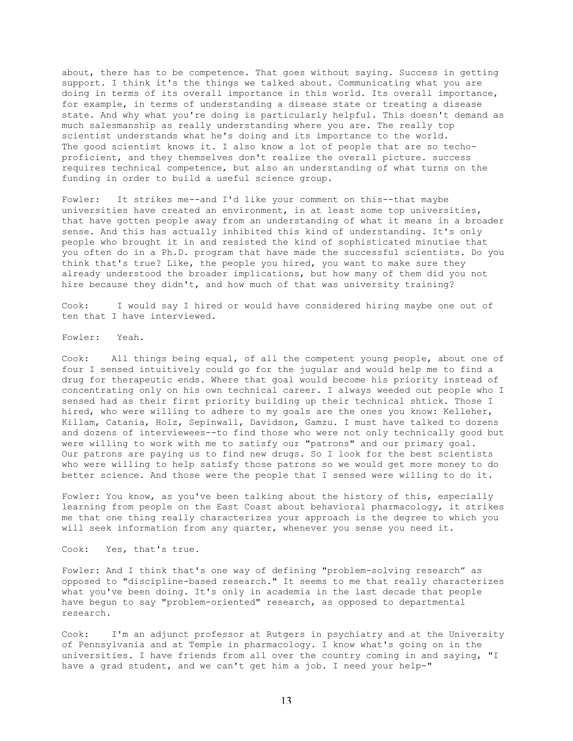about, there has to be competence. That goes without saying. Success in getting support. I think it's the things we talked about. Communicating what you are doing in terms of its overall importance in this world. Its overall importance, for example, in terms of understanding a disease state or treating a disease state. And why what you're doing is particularly helpful. This doesn't demand as much salesmanship as really understanding where you are. The really top scientist understands what he's doing and its importance to the world. The good scientist knows it. I also know a lot of people that are so techo-proficient, and they themselves don't realize the overall picture. success requires technical competence, but also an understanding of what turns on the funding in order to build a useful science group.

Fowler: It strikes me--and I'd like your comment on this--that maybe universities have created an environment, in at least some top universities, that have gotten people away from an understanding of what it means in a broader sense. And this has actually inhibited this kind of understanding. It's only people who brought it in and resisted the kind of sophisticated minutiae that you often do in a Ph.D. program that have made the successful scientists. Do you think that's true? Like, the people you hired, you want to make sure they already understood the broader implications, but how many of them did you not hire because they didn't, and how much of that was university training?

Cook: I would say I hired or would have considered hiring maybe one out of ten that I have interviewed.

Fowler: Yeah.

Cook: All things being equal, of all the competent young people, about one of four I sensed intuitively could go for the jugular and would help me to find a drug for therapeutic ends. Where that goal would become his priority instead of concentrating only on his own technical career. I always weeded out people who I sensed had as their first priority building up their technical shtick. Those I hired, who were willing to adhere to my goals are the ones you know: Kelleher, Killam, Catania, Holz, Sepinwall, Davidson, Gamzu. I must have talked to dozens and dozens of interviewees--to find those who were not only technically good but were willing to work with me to satisfy our "patrons" and our primary goal. Our patrons are paying us to find new drugs. So I look for the best scientists who were willing to help satisfy those patrons so we would get more money to do better science. And those were the people that I sensed were willing to do it.

Fowler: You know, as you've been talking about the history of this, especially learning from people on the East Coast about behavioral pharmacology, it strikes me that one thing really characterizes your approach is the degree to which you will seek information from any quarter, whenever you sense you need it.

Cook: Yes, that's true.

Fowler: And I think that's one way of defining "problem-solving research" as opposed to "discipline-based research." It seems to me that really characterizes what you've been doing. It's only in academia in the last decade that people have begun to say "problem-oriented" research, as opposed to departmental research.

Cook: I'm an adjunct professor at Rutgers in psychiatry and at the University of Pennsylvania and at Temple in pharmacology. I know what's going on in the universities. I have friends from all over the country coming in and saying, "I have a grad student, and we can't get him a job. I need your help-"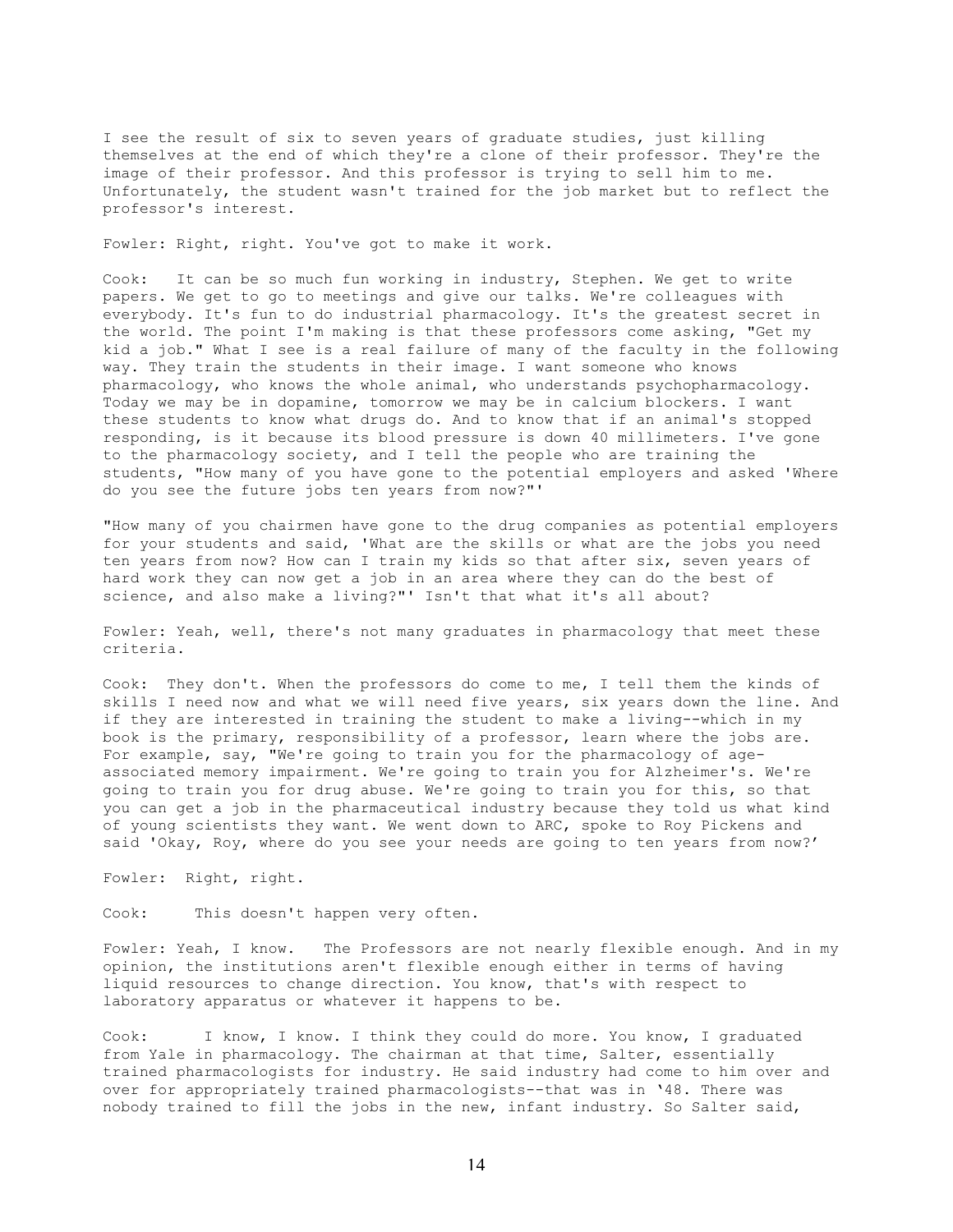I see the result of six to seven years of graduate studies, just killing themselves at the end of which they're a clone of their professor. They're the image of their professor. And this professor is trying to sell him to me. Unfortunately, the student wasn't trained for the job market but to reflect the professor's interest.

Fowler: Right, right. You've got to make it work.

Cook: It can be so much fun working in industry, Stephen. We get to write papers. We get to go to meetings and give our talks. We're colleagues with everybody. It's fun to do industrial pharmacology. It's the greatest secret in the world. The point I'm making is that these professors come asking, "Get my kid a job." What I see is a real failure of many of the faculty in the following way. They train the students in their image. I want someone who knows pharmacology, who knows the whole animal, who understands psychopharmacology. Today we may be in dopamine, tomorrow we may be in calcium blockers. I want these students to know what drugs do. And to know that if an animal's stopped responding, is it because its blood pressure is down 40 millimeters. I've gone to the pharmacology society, and I tell the people who are training the students, "How many of you have gone to the potential employers and asked 'Where do you see the future jobs ten years from now?"'

"How many of you chairmen have gone to the drug companies as potential employers for your students and said, 'What are the skills or what are the jobs you need ten years from now? How can I train my kids so that after six, seven years of hard work they can now get a job in an area where they can do the best of science, and also make a living?"' Isn't that what it's all about?

Fowler: Yeah, well, there's not many graduates in pharmacology that meet these criteria.

Cook: They don't. When the professors do come to me, I tell them the kinds of skills I need now and what we will need five years, six years down the line. And if they are interested in training the student to make a living--which in my book is the primary, responsibility of a professor, learn where the jobs are. For example, say, "We're going to train you for the pharmacology of age-associated memory impairment. We're going to train you for Alzheimer's. We're going to train you for drug abuse. We're going to train you for this, so that you can get a job in the pharmaceutical industry because they told us what kind of young scientists they want. We went down to ARC, spoke to Roy Pickens and said 'Okay, Roy, where do you see your needs are going to ten years from now?'

Fowler: Right, right.

Cook: This doesn't happen very often.

Fowler: Yeah, I know. The Professors are not nearly flexible enough. And in my opinion, the institutions aren't flexible enough either in terms of having liquid resources to change direction. You know, that's with respect to laboratory apparatus or whatever it happens to be.

Cook: I know, I know. I think they could do more. You know, I graduated from Yale in pharmacology. The chairman at that time, Salter, essentially trained pharmacologists for industry. He said industry had come to him over and over for appropriately trained pharmacologists--that was in '48. There was nobody trained to fill the jobs in the new, infant industry. So Salter said,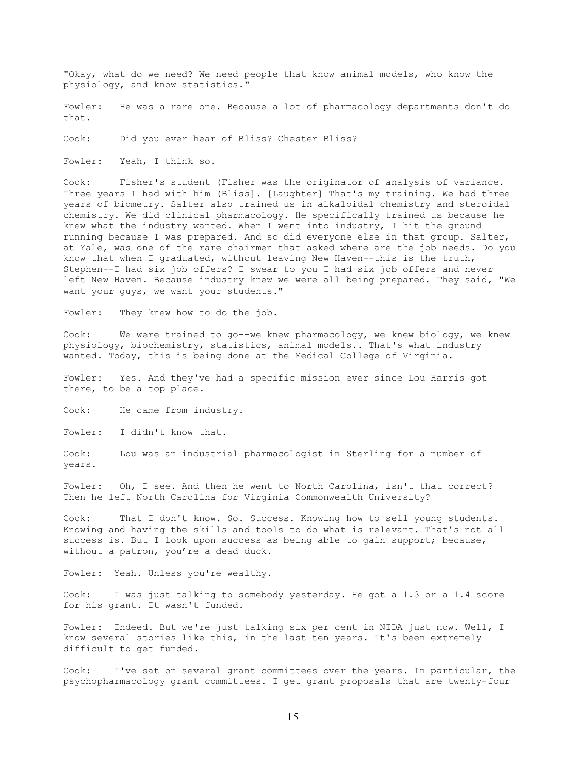"Okay, what do we need? We need people that know animal models, who know the physiology, and know statistics."

Fowler: He was a rare one. Because a lot of pharmacology departments don't do that.

Cook: Did you ever hear of Bliss? Chester Bliss?

Fowler: Yeah, I think so.

Cook: Fisher's student (Fisher was the originator of analysis of variance. Three years I had with him (Bliss]. [Laughter] That's my training. We had three years of biometry. Salter also trained us in alkaloidal chemistry and steroidal chemistry. We did clinical pharmacology. He specifically trained us because he knew what the industry wanted. When I went into industry, I hit the ground running because I was prepared. And so did everyone else in that group. Salter, at Yale, was one of the rare chairmen that asked where are the job needs. Do you know that when I graduated, without leaving New Haven--this is the truth, Stephen--I had six job offers? I swear to you I had six job offers and never left New Haven. Because industry knew we were all being prepared. They said, "We want your guys, we want your students."

Fowler: They knew how to do the job.

Cook: We were trained to go--we knew pharmacology, we knew biology, we knew physiology, biochemistry, statistics, animal models.. That's what industry wanted. Today, this is being done at the Medical College of Virginia.

Fowler: Yes. And they've had a specific mission ever since Lou Harris got there, to be a top place.

Cook: He came from industry.

Fowler: I didn't know that.

Cook: Lou was an industrial pharmacologist in Sterling for a number of years.

Fowler: Oh, I see. And then he went to North Carolina, isn't that correct? Then he left North Carolina for Virginia Commonwealth University?

Cook: That I don't know. So. Success. Knowing how to sell young students. Knowing and having the skills and tools to do what is relevant. That's not all success is. But I look upon success as being able to gain support; because, without a patron, you're a dead duck.

Fowler: Yeah. Unless you're wealthy.

Cook: I was just talking to somebody yesterday. He got a 1.3 or a 1.4 score for his grant. It wasn't funded.

Fowler: Indeed. But we're just talking six per cent in NIDA just now. Well, I know several stories like this, in the last ten years. It's been extremely difficult to get funded.

Cook: I've sat on several grant committees over the years. In particular, the psychopharmacology grant committees. I get grant proposals that are twenty-four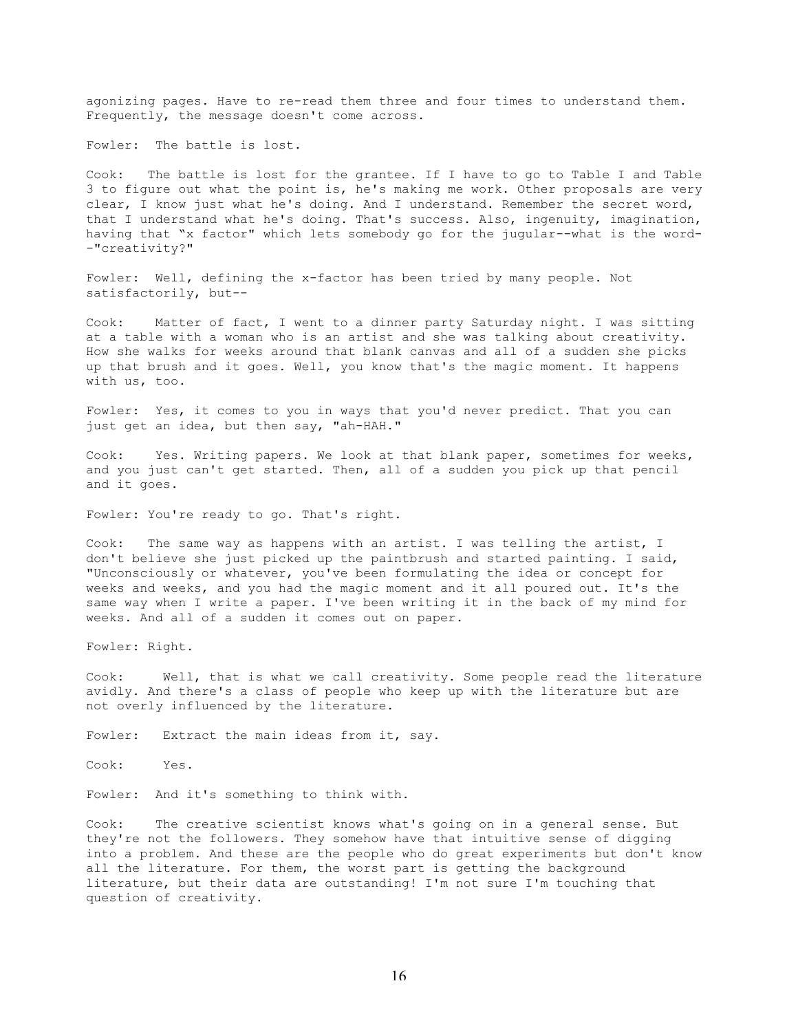agonizing pages. Have to re-read them three and four times to understand them. Frequently, the message doesn't come across.

Fowler: The battle is lost.

Cook: The battle is lost for the grantee. If I have to go to Table I and Table 3 to figure out what the point is, he's making me work. Other proposals are very clear, I know just what he's doing. And I understand. Remember the secret word, that I understand what he's doing. That's success. Also, ingenuity, imagination, having that "x factor" which lets somebody go for the jugular--what is the word--"creativity?"

Fowler: Well, defining the x-factor has been tried by many people. Not satisfactorily, but--

Cook: Matter of fact, I went to a dinner party Saturday night. I was sitting at a table with a woman who is an artist and she was talking about creativity. How she walks for weeks around that blank canvas and all of a sudden she picks up that brush and it goes. Well, you know that's the magic moment. It happens with us, too.

Fowler: Yes, it comes to you in ways that you'd never predict. That you can just get an idea, but then say, "ah-HAH."

Cook: Yes. Writing papers. We look at that blank paper, sometimes for weeks, and you just can't get started. Then, all of a sudden you pick up that pencil and it goes.

Fowler: You're ready to go. That's right.

Cook: The same way as happens with an artist. I was telling the artist, I don't believe she just picked up the paintbrush and started painting. I said, "Unconsciously or whatever, you've been formulating the idea or concept for weeks and weeks, and you had the magic moment and it all poured out. It's the same way when I write a paper. I've been writing it in the back of my mind for weeks. And all of a sudden it comes out on paper.

Fowler: Right.

Cook: Well, that is what we call creativity. Some people read the literature avidly. And there's a class of people who keep up with the literature but are not overly influenced by the literature.

Fowler: Extract the main ideas from it, say.

Cook: Yes.

Fowler: And it's something to think with.

Cook: The creative scientist knows what's going on in a general sense. But they're not the followers. They somehow have that intuitive sense of digging into a problem. And these are the people who do great experiments but don't know all the literature. For them, the worst part is getting the background literature, but their data are outstanding! I'm not sure I'm touching that question of creativity.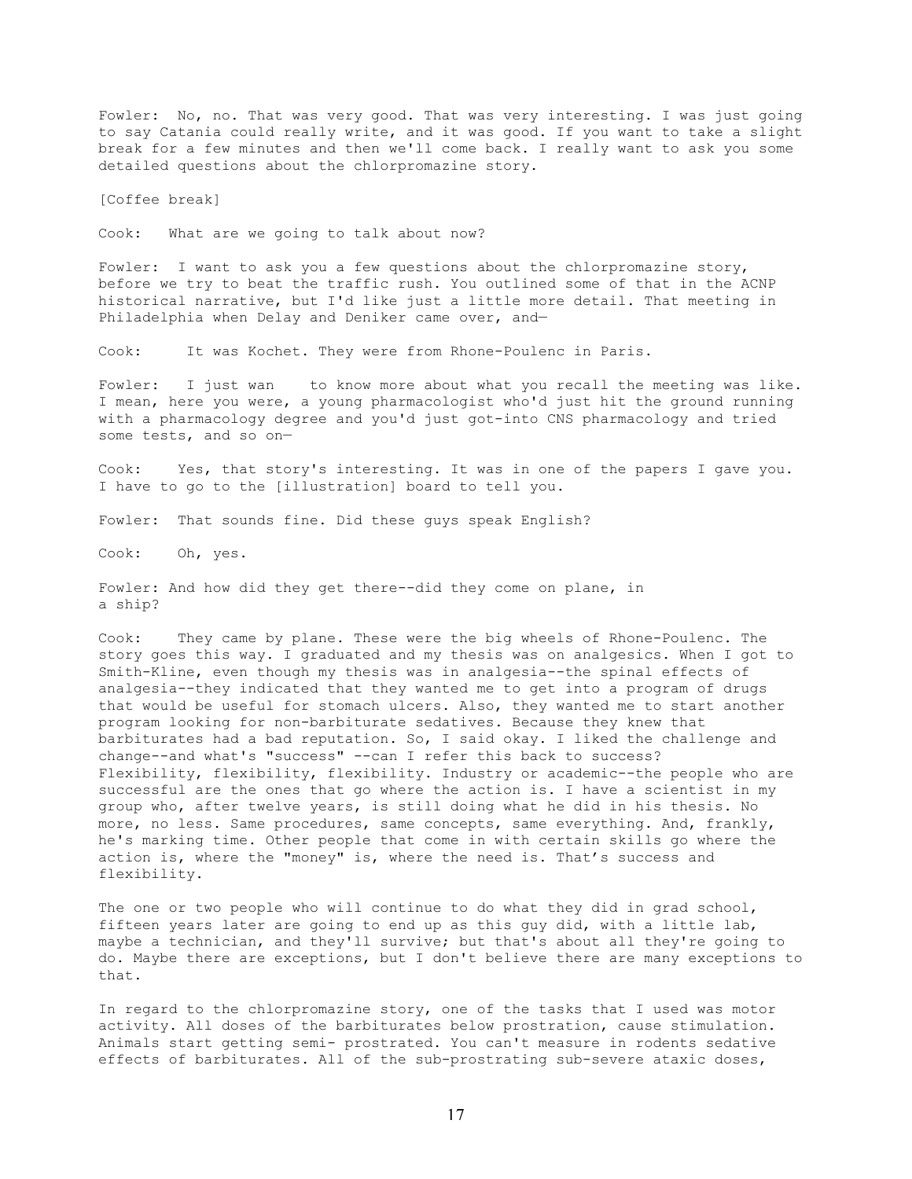Fowler: No, no. That was very good. That was very interesting. I was just going to say Catania could really write, and it was good. If you want to take a slight break for a few minutes and then we'll come back. I really want to ask you some detailed questions about the chlorpromazine story.

[Coffee break]

Cook: What are we going to talk about now?

Fowler: I want to ask you a few questions about the chlorpromazine story, before we try to beat the traffic rush. You outlined some of that in the ACNP historical narrative, but I'd like just a little more detail. That meeting in Philadelphia when Delay and Deniker came over, and—

Cook: It was Kochet. They were from Rhone-Poulenc in Paris.

Fowler: I just wan to know more about what you recall the meeting was like. I mean, here you were, a young pharmacologist who'd just hit the ground running with a pharmacology degree and you'd just got-into CNS pharmacology and tried some tests, and so on—

Cook: Yes, that story's interesting. It was in one of the papers I gave you. I have to go to the [illustration] board to tell you.

Fowler: That sounds fine. Did these guys speak English?

Cook: Oh, yes.

Fowler: And how did they get there--did they come on plane, in a ship?

Cook: They came by plane. These were the big wheels of Rhone-Poulenc. The story goes this way. I graduated and my thesis was on analgesics. When I got to Smith-Kline, even though my thesis was in analgesia--the spinal effects of analgesia--they indicated that they wanted me to get into a program of drugs that would be useful for stomach ulcers. Also, they wanted me to start another program looking for non-barbiturate sedatives. Because they knew that barbiturates had a bad reputation. So, I said okay. I liked the challenge and change--and what's "success" --can I refer this back to success? Flexibility, flexibility, flexibility. Industry or academic--the people who are successful are the ones that go where the action is. I have a scientist in my group who, after twelve years, is still doing what he did in his thesis. No more, no less. Same procedures, same concepts, same everything. And, frankly, he's marking time. Other people that come in with certain skills go where the action is, where the "money" is, where the need is. That's success and flexibility.

The one or two people who will continue to do what they did in grad school, fifteen years later are going to end up as this guy did, with a little lab, maybe a technician, and they'll survive; but that's about all they're going to do. Maybe there are exceptions, but I don't believe there are many exceptions to that.

In regard to the chlorpromazine story, one of the tasks that I used was motor activity. All doses of the barbiturates below prostration, cause stimulation. Animals start getting semi- prostrated. You can't measure in rodents sedative effects of barbiturates. All of the sub-prostrating sub-severe ataxic doses,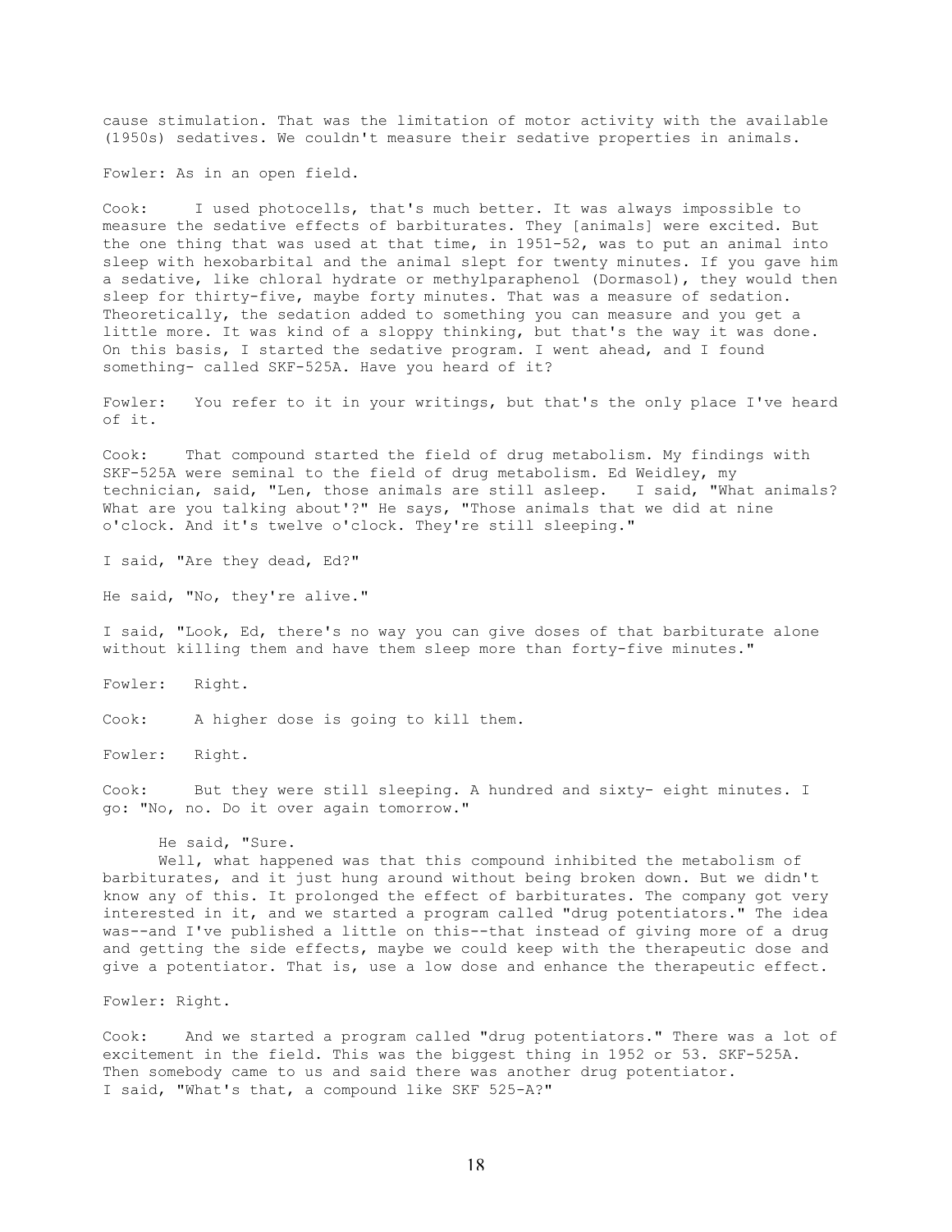cause stimulation. That was the limitation of motor activity with the available (1950s) sedatives. We couldn't measure their sedative properties in animals.

Fowler: As in an open field.

Cook: I used photocells, that's much better. It was always impossible to measure the sedative effects of barbiturates. They [animals] were excited. But the one thing that was used at that time, in 1951-52, was to put an animal into sleep with hexobarbital and the animal slept for twenty minutes. If you gave him a sedative, like chloral hydrate or methylparaphenol (Dormasol), they would then sleep for thirty-five, maybe forty minutes. That was a measure of sedation. Theoretically, the sedation added to something you can measure and you get a little more. It was kind of a sloppy thinking, but that's the way it was done. On this basis, I started the sedative program. I went ahead, and I found something- called SKF-525A. Have you heard of it?

Fowler: You refer to it in your writings, but that's the only place I've heard of it.

Cook: That compound started the field of drug metabolism. My findings with SKF-525A were seminal to the field of drug metabolism. Ed Weidley, my technician, said, "Len, those animals are still asleep. I said, "What animals? What are you talking about'?" He says, "Those animals that we did at nine o'clock. And it's twelve o'clock. They're still sleeping."

I said, "Are they dead, Ed?"

He said, "No, they're alive."

I said, "Look, Ed, there's no way you can give doses of that barbiturate alone without killing them and have them sleep more than forty-five minutes."

Fowler: Right.

Cook: A higher dose is going to kill them.

Fowler: Right.

Cook: But they were still sleeping. A hundred and sixty- eight minutes. I go: "No, no. Do it over again tomorrow."

He said, "Sure.

Well, what happened was that this compound inhibited the metabolism of barbiturates, and it just hung around without being broken down. But we didn't know any of this. It prolonged the effect of barbiturates. The company got very interested in it, and we started a program called "drug potentiators." The idea was--and I've published a little on this--that instead of giving more of a drug and getting the side effects, maybe we could keep with the therapeutic dose and give a potentiator. That is, use a low dose and enhance the therapeutic effect.

Fowler: Right.

Cook: And we started a program called "drug potentiators." There was a lot of excitement in the field. This was the biggest thing in 1952 or 53. SKF-525A. Then somebody came to us and said there was another drug potentiator. I said, "What's that, a compound like SKF 525-A?"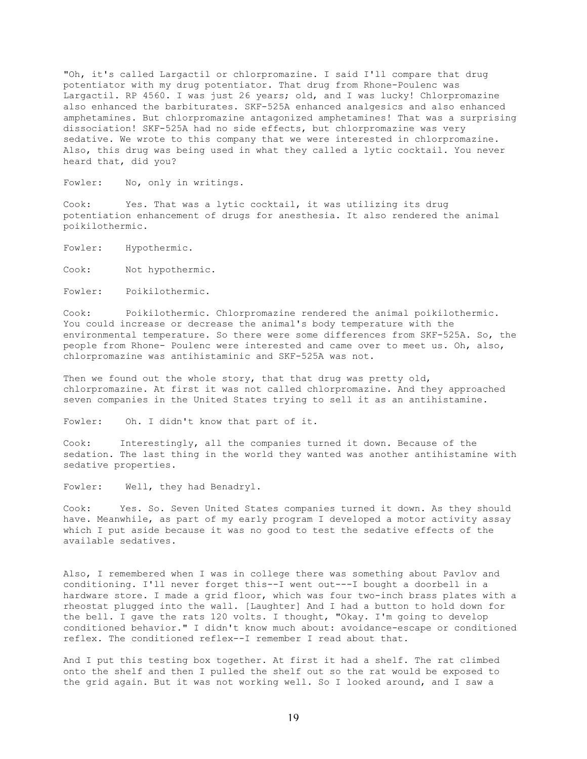"Oh, it's called Largactil or chlorpromazine. I said I'll compare that drug potentiator with my drug potentiator. That drug from Rhone-Poulenc was Largactil. RP 4560. I was just 26 years; old, and I was lucky! Chlorpromazine also enhanced the barbiturates. SKF-525A enhanced analgesics and also enhanced amphetamines. But chlorpromazine antagonized amphetamines! That was a surprising dissociation! SKF-525A had no side effects, but chlorpromazine was very sedative. We wrote to this company that we were interested in chlorpromazine. Also, this drug was being used in what they called a lytic cocktail. You never heard that, did you?

Fowler: No, only in writings.

Cook: Yes. That was a lytic cocktail, it was utilizing its drug potentiation enhancement of drugs for anesthesia. It also rendered the animal poikilothermic.

Fowler: Hypothermic.

Cook: Not hypothermic.

Fowler: Poikilothermic.

Cook: Poikilothermic. Chlorpromazine rendered the animal poikilothermic. You could increase or decrease the animal's body temperature with the environmental temperature. So there were some differences from SKF-525A. So, the people from Rhone- Poulenc were interested and came over to meet us. Oh, also, chlorpromazine was antihistaminic and SKF-525A was not.

Then we found out the whole story, that that drug was pretty old, chlorpromazine. At first it was not called chlorpromazine. And they approached seven companies in the United States trying to sell it as an antihistamine.

Fowler: Oh. I didn't know that part of it.

Cook: Interestingly, all the companies turned it down. Because of the sedation. The last thing in the world they wanted was another antihistamine with sedative properties.

Fowler: Well, they had Benadryl.

Cook: Yes. So. Seven United States companies turned it down. As they should have. Meanwhile, as part of my early program I developed a motor activity assay which I put aside because it was no good to test the sedative effects of the available sedatives.

Also, I remembered when I was in college there was something about Pavlov and conditioning. I'll never forget this--I went out---I bought a doorbell in a hardware store. I made a grid floor, which was four two-inch brass plates with a rheostat plugged into the wall. [Laughter] And I had a button to hold down for the bell. I gave the rats 120 volts. I thought, "Okay. I'm going to develop conditioned behavior." I didn't know much about: avoidance-escape or conditioned reflex. The conditioned reflex--I remember I read about that.

And I put this testing box together. At first it had a shelf. The rat climbed onto the shelf and then I pulled the shelf out so the rat would be exposed to the grid again. But it was not working well. So I looked around, and I saw a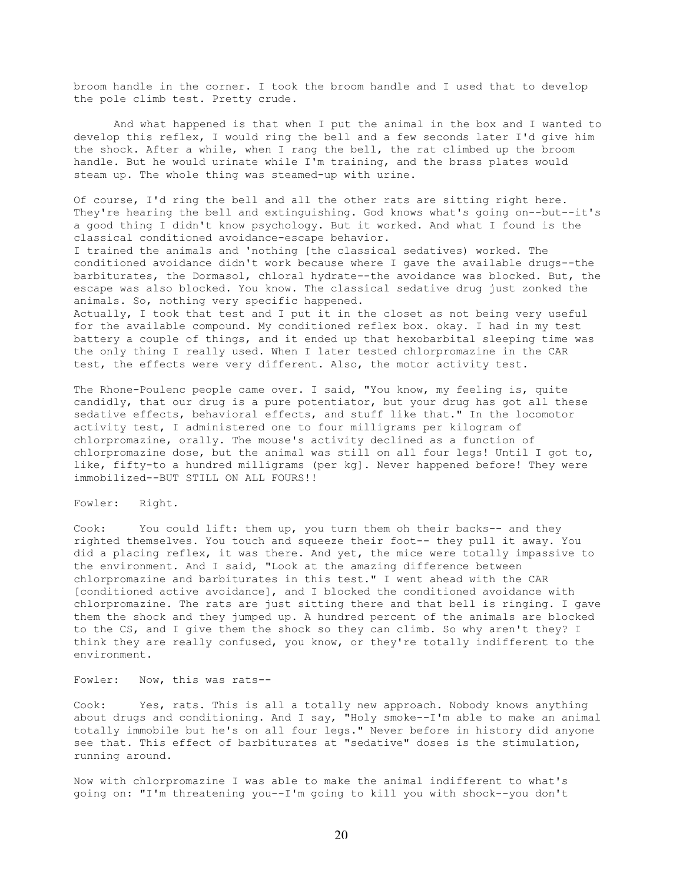broom handle in the corner. I took the broom handle and I used that to develop the pole climb test. Pretty crude.

And what happened is that when I put the animal in the box and I wanted to develop this reflex, I would ring the bell and a few seconds later I'd give him the shock. After a while, when I rang the bell, the rat climbed up the broom handle. But he would urinate while I'm training, and the brass plates would steam up. The whole thing was steamed-up with urine.

Of course, I'd ring the bell and all the other rats are sitting right here. They're hearing the bell and extinguishing. God knows what's going on--but--it's a good thing I didn't know psychology. But it worked. And what I found is the classical conditioned avoidance-escape behavior.

I trained the animals and 'nothing [the classical sedatives) worked. The conditioned avoidance didn't work because where I gave the available drugs--the barbiturates, the Dormasol, chloral hydrate--the avoidance was blocked. But, the escape was also blocked. You know. The classical sedative drug just zonked the animals. So, nothing very specific happened.

Actually, I took that test and I put it in the closet as not being very useful for the available compound. My conditioned reflex box. okay. I had in my test battery a couple of things, and it ended up that hexobarbital sleeping time was the only thing I really used. When I later tested chlorpromazine in the CAR test, the effects were very different. Also, the motor activity test.

The Rhone-Poulenc people came over. I said, "You know, my feeling is, quite candidly, that our drug is a pure potentiator, but your drug has got all these sedative effects, behavioral effects, and stuff like that." In the locomotor activity test, I administered one to four milligrams per kilogram of chlorpromazine, orally. The mouse's activity declined as a function of chlorpromazine dose, but the animal was still on all four legs! Until I got to, like, fifty-to a hundred milligrams (per kg]. Never happened before! They were immobilized--BUT STILL ON ALL FOURS!!

Fowler: Right.

Cook: You could lift: them up, you turn them oh their backs-- and they righted themselves. You touch and squeeze their foot-- they pull it away. You did a placing reflex, it was there. And yet, the mice were totally impassive to the environment. And I said, "Look at the amazing difference between chlorpromazine and barbiturates in this test." I went ahead with the CAR [conditioned active avoidance], and I blocked the conditioned avoidance with chlorpromazine. The rats are just sitting there and that bell is ringing. I gave them the shock and they jumped up. A hundred percent of the animals are blocked to the CS, and I give them the shock so they can climb. So why aren't they? I think they are really confused, you know, or they're totally indifferent to the environment.

Fowler: Now, this was rats--

Cook: Yes, rats. This is all a totally new approach. Nobody knows anything about drugs and conditioning. And I say, "Holy smoke--I'm able to make an animal totally immobile but he's on all four legs." Never before in history did anyone see that. This effect of barbiturates at "sedative" doses is the stimulation, running around.

Now with chlorpromazine I was able to make the animal indifferent to what's going on: "I'm threatening you--I'm going to kill you with shock--you don't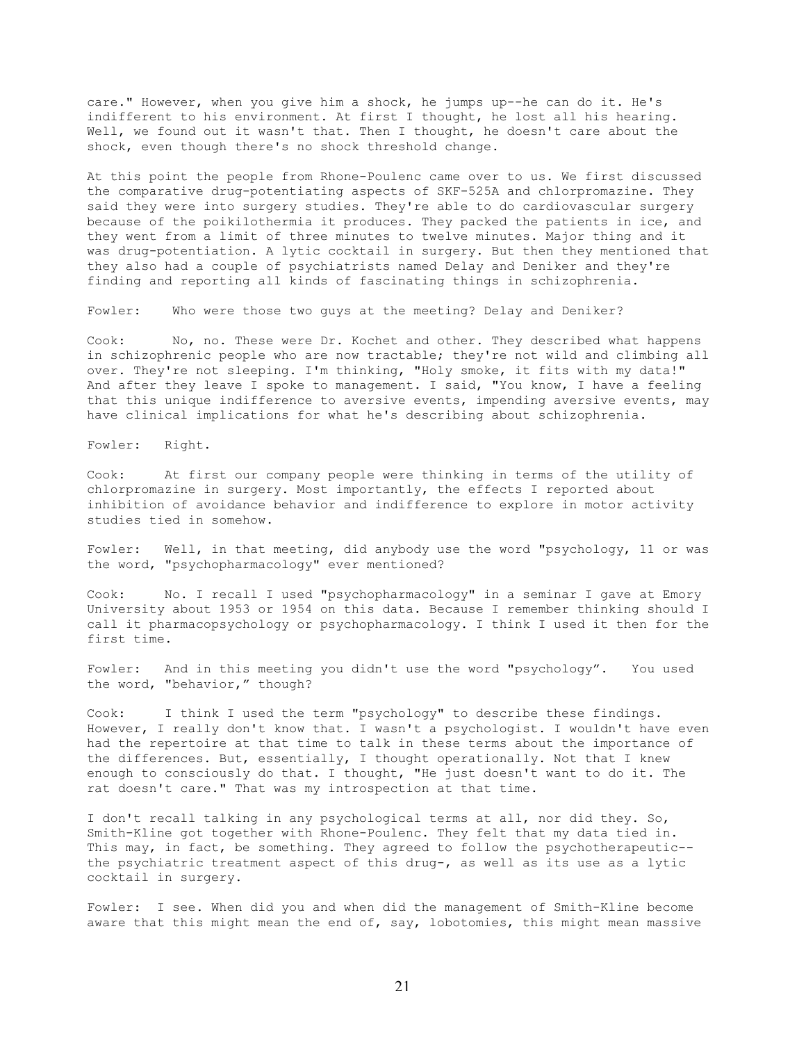care." However, when you give him a shock, he jumps up--he can do it. He's indifferent to his environment. At first I thought, he lost all his hearing. Well, we found out it wasn't that. Then I thought, he doesn't care about the shock, even though there's no shock threshold change.

At this point the people from Rhone-Poulenc came over to us. We first discussed the comparative drug-potentiating aspects of SKF-525A and chlorpromazine. They said they were into surgery studies. They're able to do cardiovascular surgery because of the poikilothermia it produces. They packed the patients in ice, and they went from a limit of three minutes to twelve minutes. Major thing and it was drug-potentiation. A lytic cocktail in surgery. But then they mentioned that they also had a couple of psychiatrists named Delay and Deniker and they're finding and reporting all kinds of fascinating things in schizophrenia.

Fowler: Who were those two guys at the meeting? Delay and Deniker?

Cook: No, no. These were Dr. Kochet and other. They described what happens in schizophrenic people who are now tractable; they're not wild and climbing all over. They're not sleeping. I'm thinking, "Holy smoke, it fits with my data!" And after they leave I spoke to management. I said, "You know, I have a feeling that this unique indifference to aversive events, impending aversive events, may have clinical implications for what he's describing about schizophrenia.

Fowler: Right.

Cook: At first our company people were thinking in terms of the utility of chlorpromazine in surgery. Most importantly, the effects I reported about inhibition of avoidance behavior and indifference to explore in motor activity studies tied in somehow.

Fowler: Well, in that meeting, did anybody use the word "psychology, 11 or was the word, "psychopharmacology" ever mentioned?

Cook: No. I recall I used "psychopharmacology" in a seminar I gave at Emory University about 1953 or 1954 on this data. Because I remember thinking should I call it pharmacopsychology or psychopharmacology. I think I used it then for the first time.

Fowler: And in this meeting you didn't use the word "psychology". You used the word, "behavior," though?

Cook: I think I used the term "psychology" to describe these findings. However, I really don't know that. I wasn't a psychologist. I wouldn't have even had the repertoire at that time to talk in these terms about the importance of the differences. But, essentially, I thought operationally. Not that I knew enough to consciously do that. I thought, "He just doesn't want to do it. The rat doesn't care." That was my introspection at that time.

I don't recall talking in any psychological terms at all, nor did they. So, Smith-Kline got together with Rhone-Poulenc. They felt that my data tied in. This may, in fact, be something. They agreed to follow the psychotherapeutic--the psychiatric treatment aspect of this drug-, as well as its use as a lytic cocktail in surgery.

Fowler: I see. When did you and when did the management of Smith-Kline become aware that this might mean the end of, say, lobotomies, this might mean massive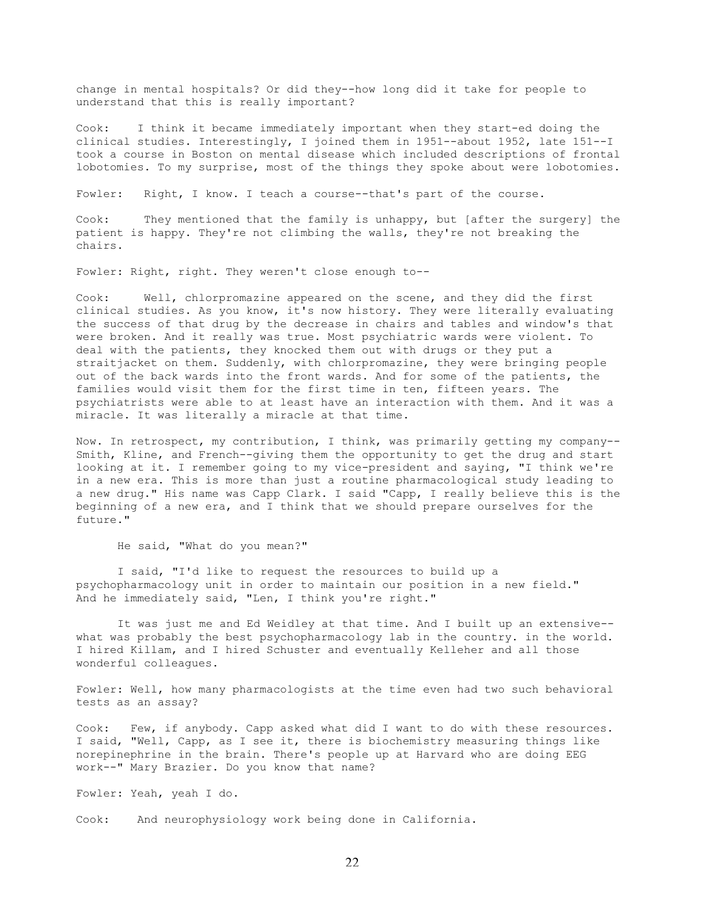change in mental hospitals? Or did they--how long did it take for people to understand that this is really important?

Cook: I think it became immediately important when they start-ed doing the clinical studies. Interestingly, I joined them in 1951--about 1952, late 151--I took a course in Boston on mental disease which included descriptions of frontal lobotomies. To my surprise, most of the things they spoke about were lobotomies.

Fowler: Right, I know. I teach a course--that's part of the course.

Cook: They mentioned that the family is unhappy, but [after the surgery] the patient is happy. They're not climbing the walls, they're not breaking the chairs.

Fowler: Right, right. They weren't close enough to--

Cook: Well, chlorpromazine appeared on the scene, and they did the first clinical studies. As you know, it's now history. They were literally evaluating the success of that drug by the decrease in chairs and tables and window's that were broken. And it really was true. Most psychiatric wards were violent. To deal with the patients, they knocked them out with drugs or they put a straitjacket on them. Suddenly, with chlorpromazine, they were bringing people out of the back wards into the front wards. And for some of the patients, the families would visit them for the first time in ten, fifteen years. The psychiatrists were able to at least have an interaction with them. And it was a miracle. It was literally a miracle at that time.

Now. In retrospect, my contribution, I think, was primarily getting my company--Smith, Kline, and French--giving them the opportunity to get the drug and start looking at it. I remember going to my vice-president and saying, "I think we're in a new era. This is more than just a routine pharmacological study leading to a new drug." His name was Capp Clark. I said "Capp, I really believe this is the beginning of a new era, and I think that we should prepare ourselves for the future."

He said, "What do you mean?"

I said, "I'd like to request the resources to build up a psychopharmacology unit in order to maintain our position in a new field." And he immediately said, "Len, I think you're right."

It was just me and Ed Weidley at that time. And I built up an extensive--what was probably the best psychopharmacology lab in the country. in the world. I hired Killam, and I hired Schuster and eventually Kelleher and all those wonderful colleagues.

Fowler: Well, how many pharmacologists at the time even had two such behavioral tests as an assay?

Cook: Few, if anybody. Capp asked what did I want to do with these resources. I said, "Well, Capp, as I see it, there is biochemistry measuring things like norepinephrine in the brain. There's people up at Harvard who are doing EEG work--" Mary Brazier. Do you know that name?

Fowler: Yeah, yeah I do.

Cook: And neurophysiology work being done in California.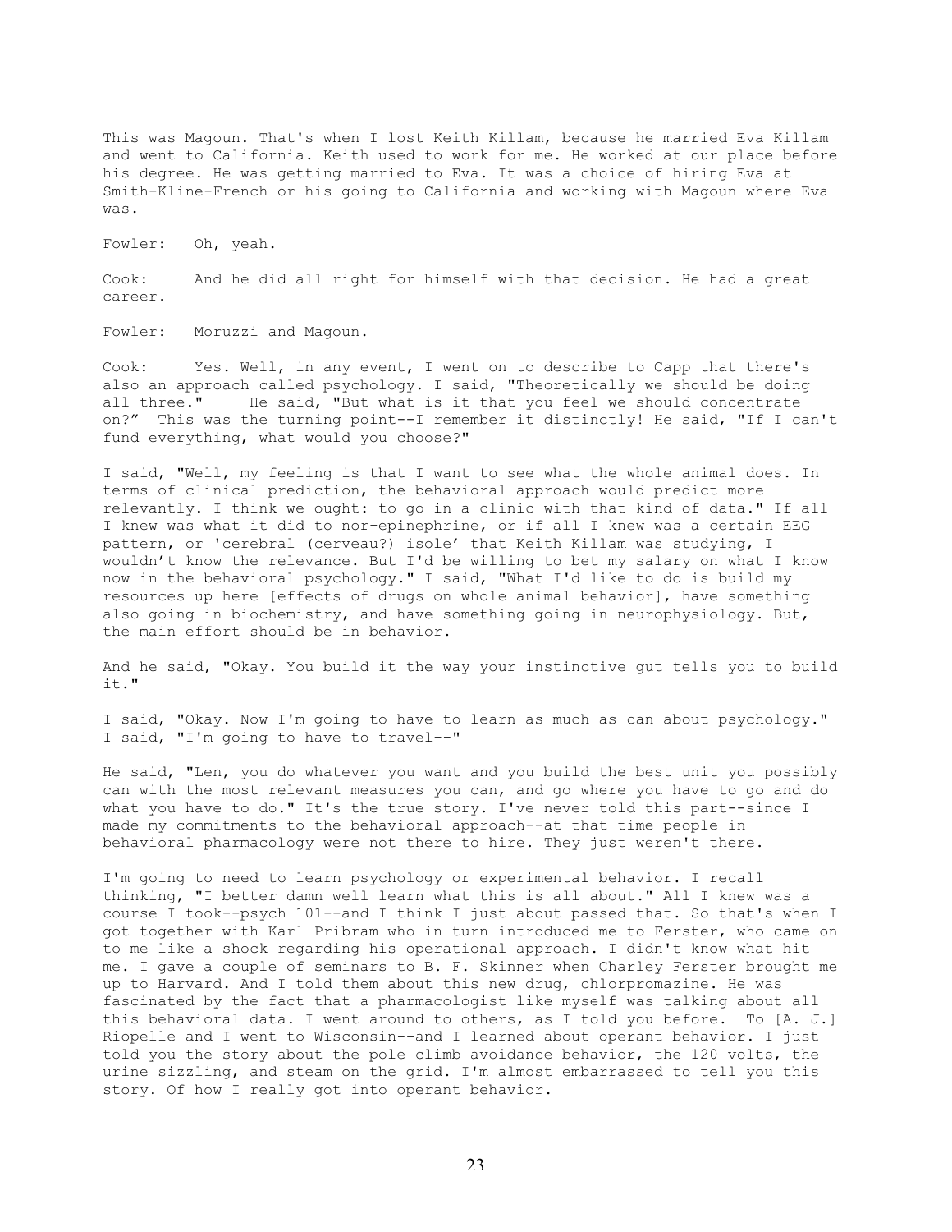This was Magoun. That's when I lost Keith Killam, because he married Eva Killam and went to California. Keith used to work for me. He worked at our place before his degree. He was getting married to Eva. It was a choice of hiring Eva at Smith-Kline-French or his going to California and working with Magoun where Eva was.

Fowler: Oh, yeah.

Cook: And he did all right for himself with that decision. He had a great career.

Fowler: Moruzzi and Magoun.

Cook: Yes. Well, in any event, I went on to describe to Capp that there's also an approach called psychology. I said, "Theoretically we should be doing all three." He said, "But what is it that you feel we should concentrate on?" This was the turning point--I remember it distinctly! He said, "If I can't fund everything, what would you choose?"

I said, "Well, my feeling is that I want to see what the whole animal does. In terms of clinical prediction, the behavioral approach would predict more relevantly. I think we ought: to go in a clinic with that kind of data." If all I knew was what it did to nor-epinephrine, or if all I knew was a certain EEG pattern, or 'cerebral (cerveau?) isole' that Keith Killam was studying, I wouldn't know the relevance. But I'd be willing to bet my salary on what I know now in the behavioral psychology." I said, "What I'd like to do is build my resources up here [effects of drugs on whole animal behavior], have something also going in biochemistry, and have something going in neurophysiology. But, the main effort should be in behavior.

And he said, "Okay. You build it the way your instinctive gut tells you to build it."

I said, "Okay. Now I'm going to have to learn as much as can about psychology." I said, "I'm going to have to travel--"

He said, "Len, you do whatever you want and you build the best unit you possibly can with the most relevant measures you can, and go where you have to go and do what you have to do." It's the true story. I've never told this part--since I made my commitments to the behavioral approach--at that time people in behavioral pharmacology were not there to hire. They just weren't there.

I'm going to need to learn psychology or experimental behavior. I recall thinking, "I better damn well learn what this is all about." All I knew was a course I took--psych 101--and I think I just about passed that. So that's when I got together with Karl Pribram who in turn introduced me to Ferster, who came on to me like a shock regarding his operational approach. I didn't know what hit me. I gave a couple of seminars to B. F. Skinner when Charley Ferster brought me up to Harvard. And I told them about this new drug, chlorpromazine. He was fascinated by the fact that a pharmacologist like myself was talking about all this behavioral data. I went around to others, as I told you before. To [A. J.] Riopelle and I went to Wisconsin--and I learned about operant behavior. I just told you the story about the pole climb avoidance behavior, the 120 volts, the urine sizzling, and steam on the grid. I'm almost embarrassed to tell you this story. Of how I really got into operant behavior.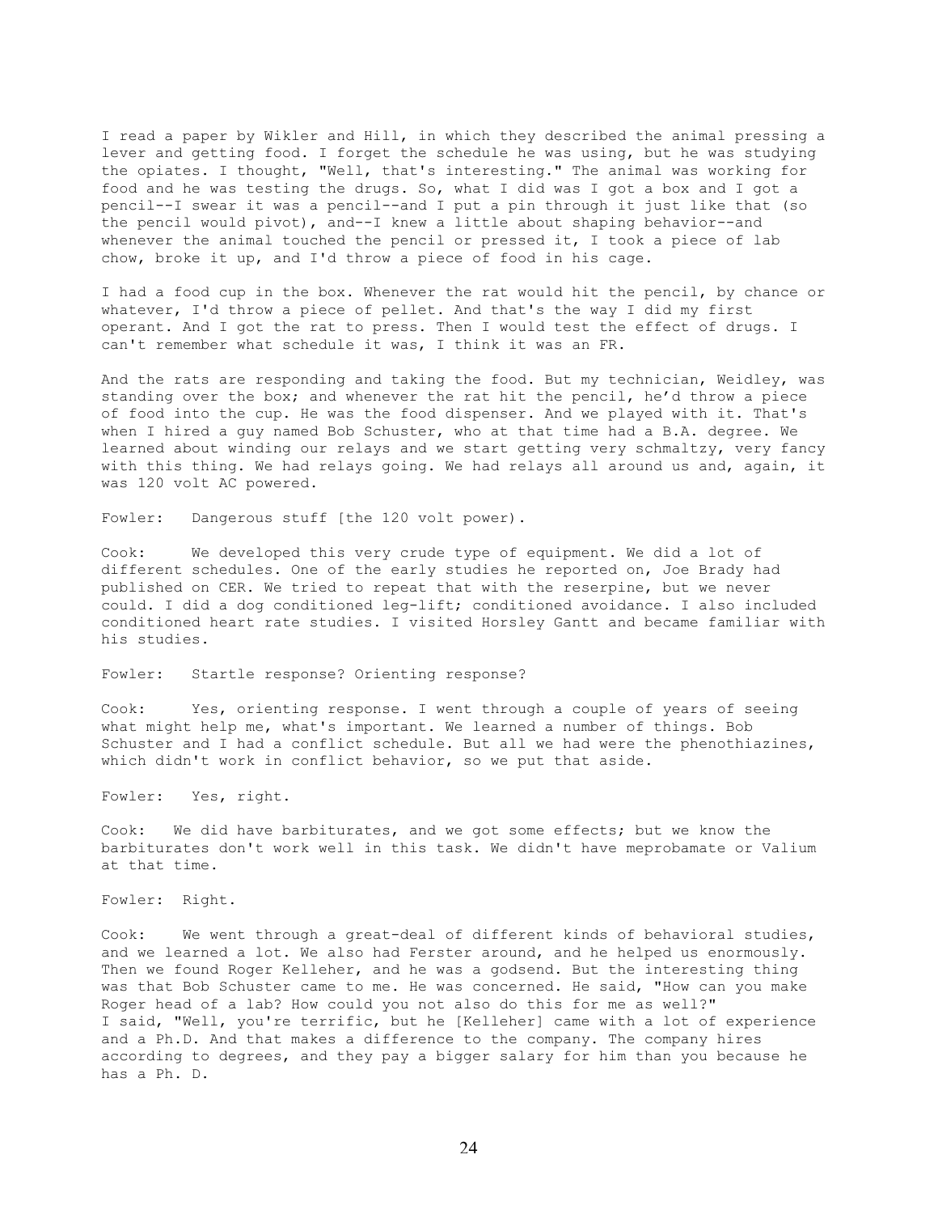I read a paper by Wikler and Hill, in which they described the animal pressing a lever and getting food. I forget the schedule he was using, but he was studying the opiates. I thought, "Well, that's interesting." The animal was working for food and he was testing the drugs. So, what I did was I got a box and I got a pencil--I swear it was a pencil--and I put a pin through it just like that (so the pencil would pivot), and--I knew a little about shaping behavior--and whenever the animal touched the pencil or pressed it, I took a piece of lab chow, broke it up, and I'd throw a piece of food in his cage.

I had a food cup in the box. Whenever the rat would hit the pencil, by chance or whatever, I'd throw a piece of pellet. And that's the way I did my first operant. And I got the rat to press. Then I would test the effect of drugs. I can't remember what schedule it was, I think it was an FR.

And the rats are responding and taking the food. But my technician, Weidley, was standing over the box; and whenever the rat hit the pencil, he'd throw a piece of food into the cup. He was the food dispenser. And we played with it. That's when I hired a guy named Bob Schuster, who at that time had a B.A. degree. We learned about winding our relays and we start getting very schmaltzy, very fancy with this thing. We had relays going. We had relays all around us and, again, it was 120 volt AC powered.

Fowler: Dangerous stuff [the 120 volt power).

Cook: We developed this very crude type of equipment. We did a lot of different schedules. One of the early studies he reported on, Joe Brady had published on CER. We tried to repeat that with the reserpine, but we never could. I did a dog conditioned leg-lift; conditioned avoidance. I also included conditioned heart rate studies. I visited Horsley Gantt and became familiar with his studies.

Fowler: Startle response? Orienting response?

Cook: Yes, orienting response. I went through a couple of years of seeing what might help me, what's important. We learned a number of things. Bob Schuster and I had a conflict schedule. But all we had were the phenothiazines, which didn't work in conflict behavior, so we put that aside.

Fowler: Yes, right.

Cook: We did have barbiturates, and we got some effects; but we know the barbiturates don't work well in this task. We didn't have meprobamate or Valium at that time.

Fowler: Right.

Cook: We went through a great-deal of different kinds of behavioral studies, and we learned a lot. We also had Ferster around, and he helped us enormously. Then we found Roger Kelleher, and he was a godsend. But the interesting thing was that Bob Schuster came to me. He was concerned. He said, "How can you make Roger head of a lab? How could you not also do this for me as well?" I said, "Well, you're terrific, but he [Kelleher] came with a lot of experience and a Ph.D. And that makes a difference to the company. The company hires according to degrees, and they pay a bigger salary for him than you because he has a Ph. D.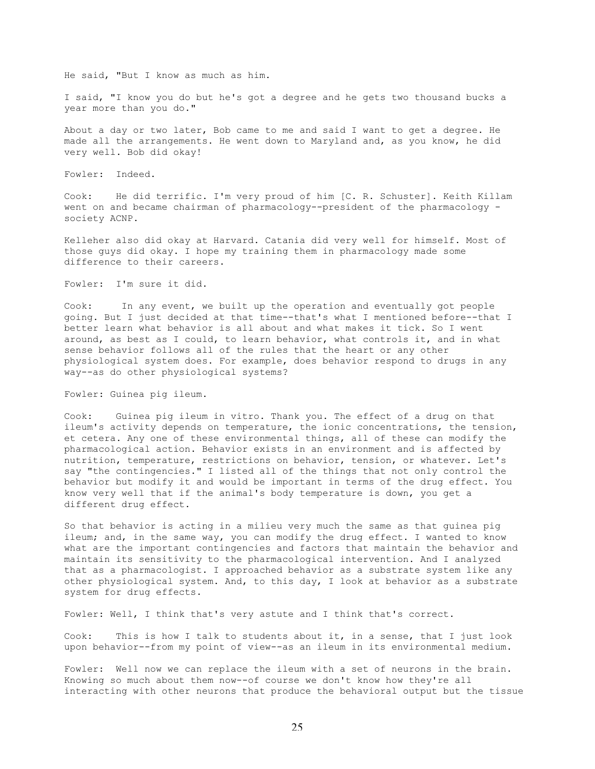He said, "But I know as much as him.

I said, "I know you do but he's got a degree and he gets two thousand bucks a year more than you do."

About a day or two later, Bob came to me and said I want to get a degree. He made all the arrangements. He went down to Maryland and, as you know, he did very well. Bob did okay!

Fowler: Indeed.

Cook: He did terrific. I'm very proud of him [C. R. Schuster]. Keith Killam went on and became chairman of pharmacology--president of the pharmacology - society ACNP.

Kelleher also did okay at Harvard. Catania did very well for himself. Most of those guys did okay. I hope my training them in pharmacology made some difference to their careers.

Fowler: I'm sure it did.

Cook: In any event, we built up the operation and eventually got people going. But I just decided at that time--that's what I mentioned before--that I better learn what behavior is all about and what makes it tick. So I went around, as best as I could, to learn behavior, what controls it, and in what sense behavior follows all of the rules that the heart or any other physiological system does. For example, does behavior respond to drugs in any way--as do other physiological systems?

Fowler: Guinea pig ileum.

Cook: Guinea pig ileum in vitro. Thank you. The effect of a drug on that ileum's activity depends on temperature, the ionic concentrations, the tension, et cetera. Any one of these environmental things, all of these can modify the pharmacological action. Behavior exists in an environment and is affected by nutrition, temperature, restrictions on behavior, tension, or whatever. Let's say "the contingencies." I listed all of the things that not only control the behavior but modify it and would be important in terms of the drug effect. You know very well that if the animal's body temperature is down, you get a different drug effect.

So that behavior is acting in a milieu very much the same as that guinea pig ileum; and, in the same way, you can modify the drug effect. I wanted to know what are the important contingencies and factors that maintain the behavior and maintain its sensitivity to the pharmacological intervention. And I analyzed that as a pharmacologist. I approached behavior as a substrate system like any other physiological system. And, to this day, I look at behavior as a substrate system for drug effects.

Fowler: Well, I think that's very astute and I think that's correct.

Cook: This is how I talk to students about it, in a sense, that I just look upon behavior--from my point of view--as an ileum in its environmental medium.

Fowler: Well now we can replace the ileum with a set of neurons in the brain. Knowing so much about them now--of course we don't know how they're all interacting with other neurons that produce the behavioral output but the tissue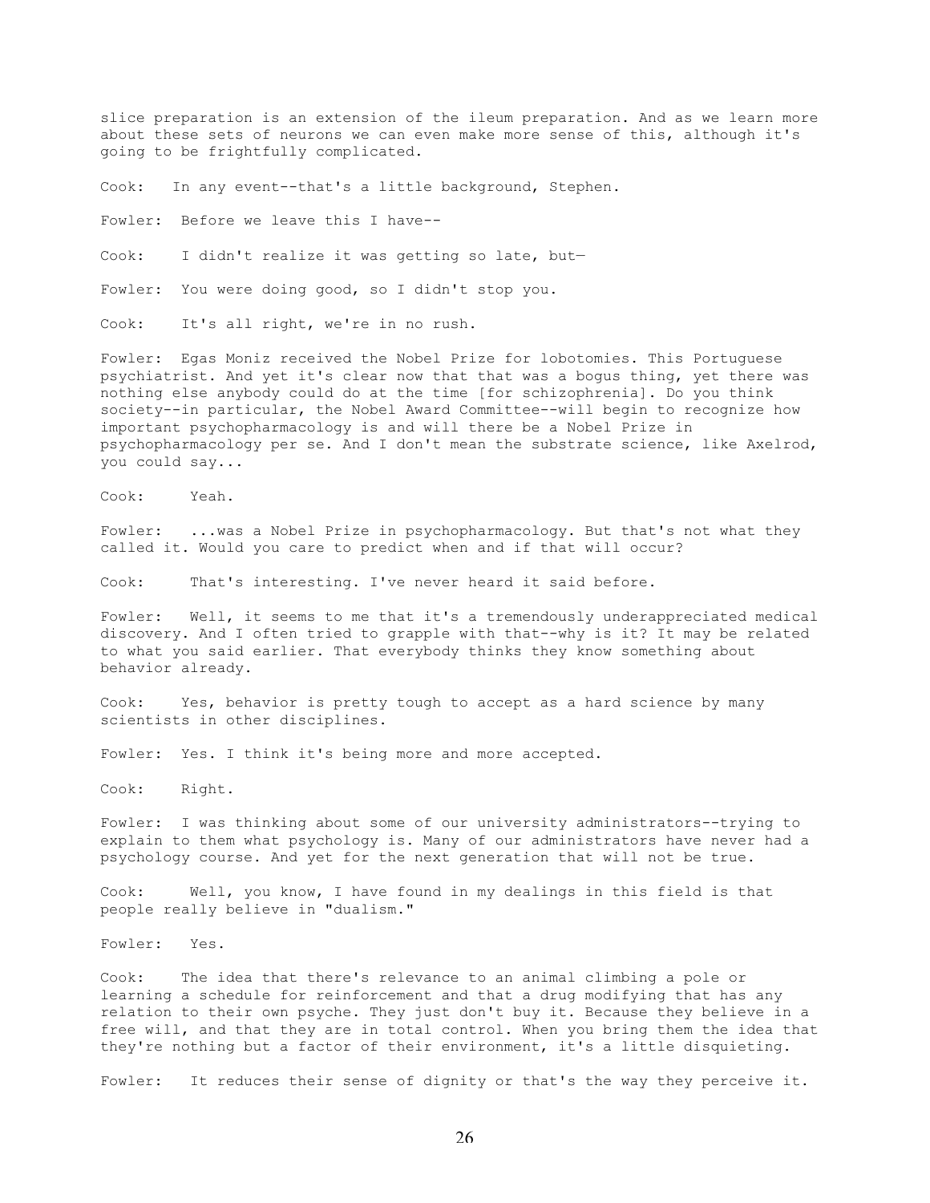slice preparation is an extension of the ileum preparation. And as we learn more about these sets of neurons we can even make more sense of this, although it's going to be frightfully complicated.

Cook: In any event--that's a little background, Stephen.

Fowler: Before we leave this I have--

Cook: I didn't realize it was getting so late, but—

Fowler: You were doing good, so I didn't stop you.

Cook: It's all right, we're in no rush.

Fowler: Egas Moniz received the Nobel Prize for lobotomies. This Portuguese psychiatrist. And yet it's clear now that that was a bogus thing, yet there was nothing else anybody could do at the time [for schizophrenia]. Do you think society--in particular, the Nobel Award Committee--will begin to recognize how important psychopharmacology is and will there be a Nobel Prize in psychopharmacology per se. And I don't mean the substrate science, like Axelrod, you could say...

Cook: Yeah.

Fowler: ...was a Nobel Prize in psychopharmacology. But that's not what they called it. Would you care to predict when and if that will occur?

Cook: That's interesting. I've never heard it said before.

Fowler: Well, it seems to me that it's a tremendously underappreciated medical discovery. And I often tried to grapple with that--why is it? It may be related to what you said earlier. That everybody thinks they know something about behavior already.

Cook: Yes, behavior is pretty tough to accept as a hard science by many scientists in other disciplines.

Fowler: Yes. I think it's being more and more accepted.

Cook: Right.

Fowler: I was thinking about some of our university administrators--trying to explain to them what psychology is. Many of our administrators have never had a psychology course. And yet for the next generation that will not be true.

Cook: Well, you know, I have found in my dealings in this field is that people really believe in "dualism."

Fowler: Yes.

Cook: The idea that there's relevance to an animal climbing a pole or learning a schedule for reinforcement and that a drug modifying that has any relation to their own psyche. They just don't buy it. Because they believe in a free will, and that they are in total control. When you bring them the idea that they're nothing but a factor of their environment, it's a little disquieting.

Fowler: It reduces their sense of dignity or that's the way they perceive it.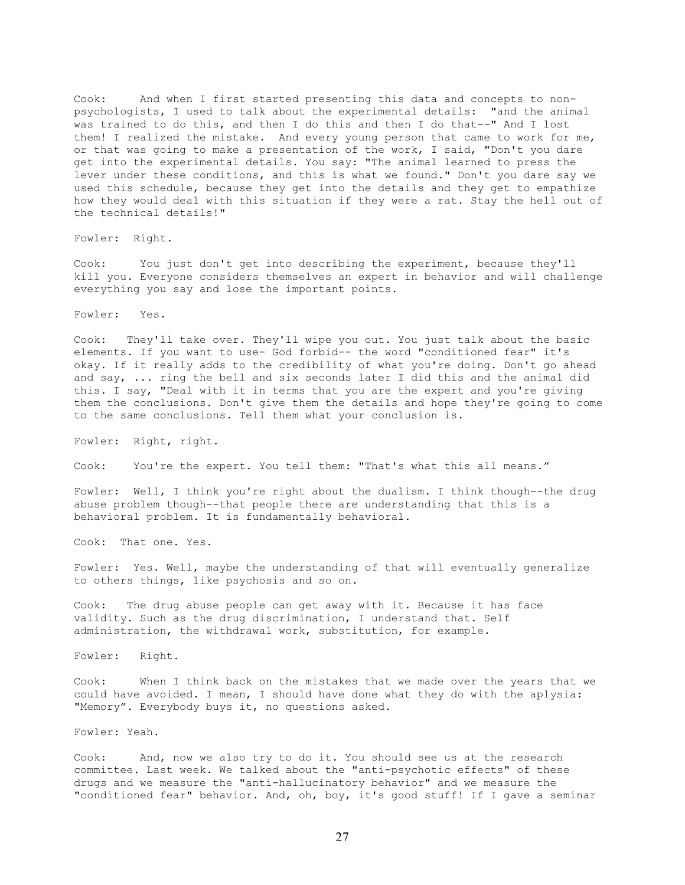Cook: And when I first started presenting this data and concepts to non-psychologists, I used to talk about the experimental details: "and the animal was trained to do this, and then I do this and then I do that--" And I lost them! I realized the mistake. And every young person that came to work for me, or that was going to make a presentation of the work, I said, "Don't you dare get into the experimental details. You say: "The animal learned to press the lever under these conditions, and this is what we found." Don't you dare say we used this schedule, because they get into the details and they get to empathize how they would deal with this situation if they were a rat. Stay the hell out of the technical details!"

Fowler: Right.

Cook: You just don't get into describing the experiment, because they'll kill you. Everyone considers themselves an expert in behavior and will challenge everything you say and lose the important points.

Fowler: Yes.

Cook: They'll take over. They'll wipe you out. You just talk about the basic elements. If you want to use- God forbid-- the word "conditioned fear" it's okay. If it really adds to the credibility of what you're doing. Don't go ahead and say, ... ring the bell and six seconds later I did this and the animal did this. I say, "Deal with it in terms that you are the expert and you're giving them the conclusions. Don't give them the details and hope they're going to come to the same conclusions. Tell them what your conclusion is.

Fowler: Right, right.

Cook: You're the expert. You tell them: "That's what this all means."

Fowler: Well, I think you're right about the dualism. I think though--the drug abuse problem though--that people there are understanding that this is a behavioral problem. It is fundamentally behavioral.

Cook: That one. Yes.

Fowler: Yes. Well, maybe the understanding of that will eventually generalize to others things, like psychosis and so on.

Cook: The drug abuse people can get away with it. Because it has face validity. Such as the drug discrimination, I understand that. Self administration, the withdrawal work, substitution, for example.

Fowler: Right.

Cook: When I think back on the mistakes that we made over the years that we could have avoided. I mean, I should have done what they do with the aplysia: "Memory". Everybody buys it, no questions asked.

Fowler: Yeah.

Cook: And, now we also try to do it. You should see us at the research committee. Last week. We talked about the "anti-psychotic effects" of these drugs and we measure the "anti-hallucinatory behavior" and we measure the "conditioned fear" behavior. And, oh, boy, it's good stuff! If I gave a seminar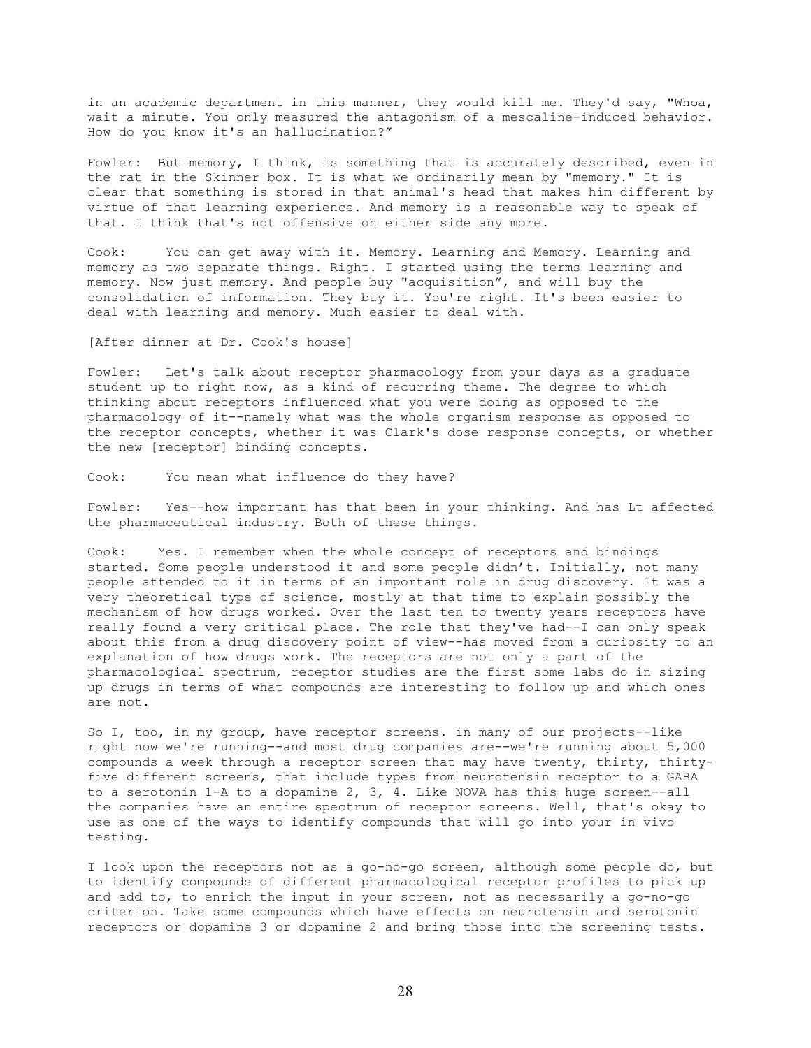in an academic department in this manner, they would kill me. They'd say, "Whoa, wait a minute. You only measured the antagonism of a mescaline-induced behavior. How do you know it's an hallucination?"

Fowler: But memory, I think, is something that is accurately described, even in the rat in the Skinner box. It is what we ordinarily mean by "memory." It is clear that something is stored in that animal's head that makes him different by virtue of that learning experience. And memory is a reasonable way to speak of that. I think that's not offensive on either side any more.

Cook: You can get away with it. Memory. Learning and Memory. Learning and memory as two separate things. Right. I started using the terms learning and memory. Now just memory. And people buy "acquisition", and will buy the consolidation of information. They buy it. You're right. It's been easier to deal with learning and memory. Much easier to deal with.

[After dinner at Dr. Cook's house]

Fowler: Let's talk about receptor pharmacology from your days as a graduate student up to right now, as a kind of recurring theme. The degree to which thinking about receptors influenced what you were doing as opposed to the pharmacology of it--namely what was the whole organism response as opposed to the receptor concepts, whether it was Clark's dose response concepts, or whether the new [receptor] binding concepts.

Cook: You mean what influence do they have?

Fowler: Yes--how important has that been in your thinking. And has Lt affected the pharmaceutical industry. Both of these things.

Cook: Yes. I remember when the whole concept of receptors and bindings started. Some people understood it and some people didn't. Initially, not many people attended to it in terms of an important role in drug discovery. It was a very theoretical type of science, mostly at that time to explain possibly the mechanism of how drugs worked. Over the last ten to twenty years receptors have really found a very critical place. The role that they've had--I can only speak about this from a drug discovery point of view--has moved from a curiosity to an explanation of how drugs work. The receptors are not only a part of the pharmacological spectrum, receptor studies are the first some labs do in sizing up drugs in terms of what compounds are interesting to follow up and which ones are not.

So I, too, in my group, have receptor screens. in many of our projects--like right now we're running--and most drug companies are--we're running about 5,000 compounds a week through a receptor screen that may have twenty, thirty, thirty-five different screens, that include types from neurotensin receptor to a GABA to a serotonin 1-A to a dopamine 2, 3, 4. Like NOVA has this huge screen--all the companies have an entire spectrum of receptor screens. Well, that's okay to use as one of the ways to identify compounds that will go into your in vivo testing.

I look upon the receptors not as a go-no-go screen, although some people do, but to identify compounds of different pharmacological receptor profiles to pick up and add to, to enrich the input in your screen, not as necessarily a go-no-go criterion. Take some compounds which have effects on neurotensin and serotonin receptors or dopamine 3 or dopamine 2 and bring those into the screening tests.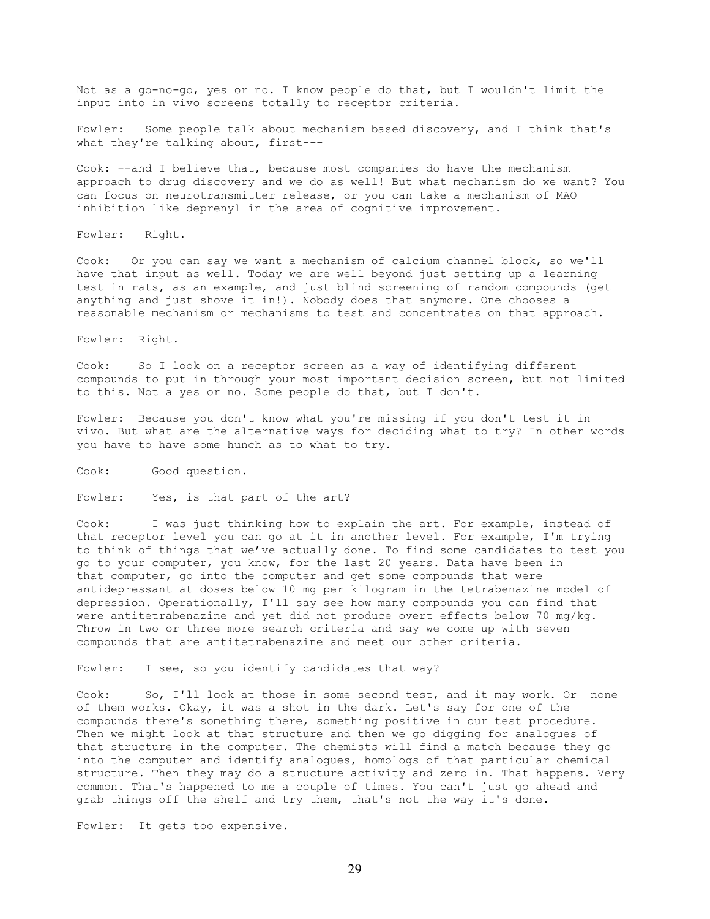Not as a go-no-go, yes or no. I know people do that, but I wouldn't limit the input into in vivo screens totally to receptor criteria.

Fowler: Some people talk about mechanism based discovery, and I think that's what they're talking about, first---

Cook: --and I believe that, because most companies do have the mechanism approach to drug discovery and we do as well! But what mechanism do we want? You can focus on neurotransmitter release, or you can take a mechanism of MAO inhibition like deprenyl in the area of cognitive improvement.

Fowler: Right.

Cook: Or you can say we want a mechanism of calcium channel block, so we'll have that input as well. Today we are well beyond just setting up a learning test in rats, as an example, and just blind screening of random compounds (get anything and just shove it in!). Nobody does that anymore. One chooses a reasonable mechanism or mechanisms to test and concentrates on that approach.

Fowler: Right.

Cook: So I look on a receptor screen as a way of identifying different compounds to put in through your most important decision screen, but not limited to this. Not a yes or no. Some people do that, but I don't.

Fowler: Because you don't know what you're missing if you don't test it in vivo. But what are the alternative ways for deciding what to try? In other words you have to have some hunch as to what to try.

Cook: Good question.

Fowler: Yes, is that part of the art?

Cook: I was just thinking how to explain the art. For example, instead of that receptor level you can go at it in another level. For example, I'm trying to think of things that we've actually done. To find some candidates to test you go to your computer, you know, for the last 20 years. Data have been in that computer, go into the computer and get some compounds that were antidepressant at doses below 10 mg per kilogram in the tetrabenazine model of depression. Operationally, I'll say see how many compounds you can find that were antitetrabenazine and yet did not produce overt effects below 70 mg/kg. Throw in two or three more search criteria and say we come up with seven compounds that are antitetrabenazine and meet our other criteria.

Fowler: I see, so you identify candidates that way?

Cook: So, I'll look at those in some second test, and it may work. Or none of them works. Okay, it was a shot in the dark. Let's say for one of the compounds there's something there, something positive in our test procedure. Then we might look at that structure and then we go digging for analogues of that structure in the computer. The chemists will find a match because they go into the computer and identify analogues, homologs of that particular chemical structure. Then they may do a structure activity and zero in. That happens. Very common. That's happened to me a couple of times. You can't just go ahead and grab things off the shelf and try them, that's not the way it's done.

Fowler: It gets too expensive.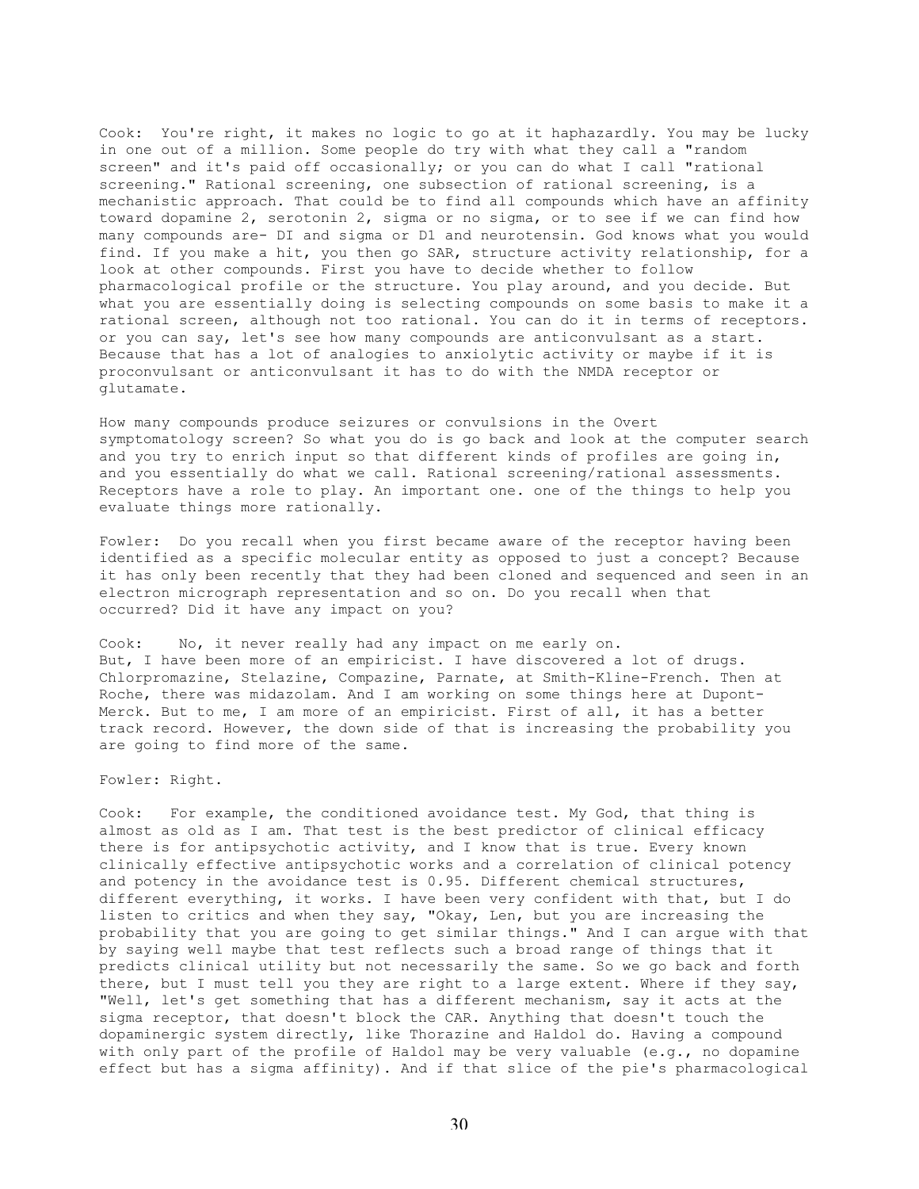Cook: You're right, it makes no logic to go at it haphazardly. You may be lucky in one out of a million. Some people do try with what they call a "random screen" and it's paid off occasionally; or you can do what I call "rational screening." Rational screening, one subsection of rational screening, is a mechanistic approach. That could be to find all compounds which have an affinity toward dopamine 2, serotonin 2, sigma or no sigma, or to see if we can find how many compounds are- DI and sigma or D1 and neurotensin. God knows what you would find. If you make a hit, you then go SAR, structure activity relationship, for a look at other compounds. First you have to decide whether to follow pharmacological profile or the structure. You play around, and you decide. But what you are essentially doing is selecting compounds on some basis to make it a rational screen, although not too rational. You can do it in terms of receptors. or you can say, let's see how many compounds are anticonvulsant as a start. Because that has a lot of analogies to anxiolytic activity or maybe if it is proconvulsant or anticonvulsant it has to do with the NMDA receptor or glutamate.

How many compounds produce seizures or convulsions in the Overt symptomatology screen? So what you do is go back and look at the computer search and you try to enrich input so that different kinds of profiles are going in, and you essentially do what we call. Rational screening/rational assessments. Receptors have a role to play. An important one. one of the things to help you evaluate things more rationally.

Fowler: Do you recall when you first became aware of the receptor having been identified as a specific molecular entity as opposed to just a concept? Because it has only been recently that they had been cloned and sequenced and seen in an electron micrograph representation and so on. Do you recall when that occurred? Did it have any impact on you?

Cook: No, it never really had any impact on me early on. But, I have been more of an empiricist. I have discovered a lot of drugs. Chlorpromazine, Stelazine, Compazine, Parnate, at Smith-Kline-French. Then at Roche, there was midazolam. And I am working on some things here at Dupont-Merck. But to me, I am more of an empiricist. First of all, it has a better track record. However, the down side of that is increasing the probability you are going to find more of the same.

Fowler: Right.

Cook: For example, the conditioned avoidance test. My God, that thing is almost as old as I am. That test is the best predictor of clinical efficacy there is for antipsychotic activity, and I know that is true. Every known clinically effective antipsychotic works and a correlation of clinical potency and potency in the avoidance test is 0.95. Different chemical structures, different everything, it works. I have been very confident with that, but I do listen to critics and when they say, "Okay, Len, but you are increasing the probability that you are going to get similar things." And I can argue with that by saying well maybe that test reflects such a broad range of things that it predicts clinical utility but not necessarily the same. So we go back and forth there, but I must tell you they are right to a large extent. Where if they say, "Well, let's get something that has a different mechanism, say it acts at the sigma receptor, that doesn't block the CAR. Anything that doesn't touch the dopaminergic system directly, like Thorazine and Haldol do. Having a compound with only part of the profile of Haldol may be very valuable (e.g., no dopamine effect but has a sigma affinity). And if that slice of the pie's pharmacological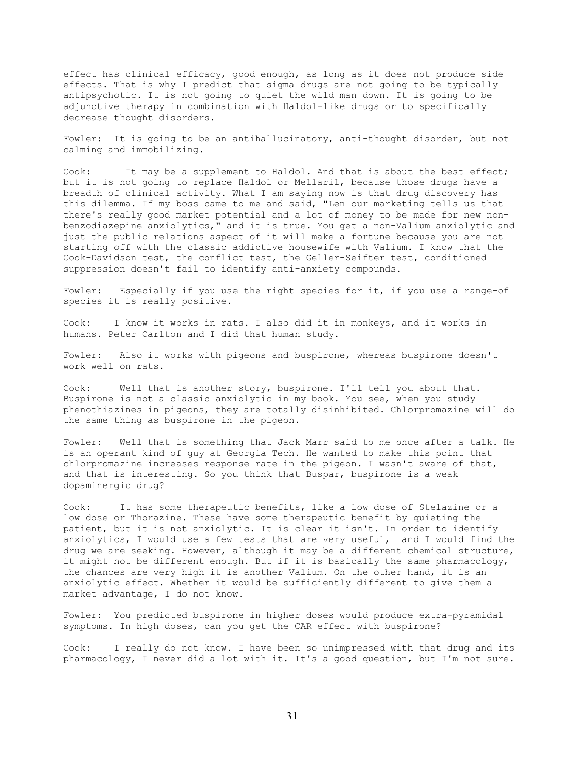effect has clinical efficacy, good enough, as long as it does not produce side effects. That is why I predict that sigma drugs are not going to be typically antipsychotic. It is not going to quiet the wild man down. It is going to be adjunctive therapy in combination with Haldol-like drugs or to specifically decrease thought disorders.

Fowler: It is going to be an antihallucinatory, anti-thought disorder, but not calming and immobilizing.

Cook: It may be a supplement to Haldol. And that is about the best effect; but it is not going to replace Haldol or Mellaril, because those drugs have a breadth of clinical activity. What I am saying now is that drug discovery has this dilemma. If my boss came to me and said, "Len our marketing tells us that there's really good market potential and a lot of money to be made for new non-benzodiazepine anxiolytics," and it is true. You get a non-Valium anxiolytic and just the public relations aspect of it will make a fortune because you are not starting off with the classic addictive housewife with Valium. I know that the Cook-Davidson test, the conflict test, the Geller-Seifter test, conditioned suppression doesn't fail to identify anti-anxiety compounds.

Fowler: Especially if you use the right species for it, if you use a range-of species it is really positive.

Cook: I know it works in rats. I also did it in monkeys, and it works in humans. Peter Carlton and I did that human study.

Fowler: Also it works with pigeons and buspirone, whereas buspirone doesn't work well on rats.

Cook: Well that is another story, buspirone. I'll tell you about that. Buspirone is not a classic anxiolytic in my book. You see, when you study phenothiazines in pigeons, they are totally disinhibited. Chlorpromazine will do the same thing as buspirone in the pigeon.

Fowler: Well that is something that Jack Marr said to me once after a talk. He is an operant kind of guy at Georgia Tech. He wanted to make this point that chlorpromazine increases response rate in the pigeon. I wasn't aware of that, and that is interesting. So you think that Buspar, buspirone is a weak dopaminergic drug?

Cook: It has some therapeutic benefits, like a low dose of Stelazine or a low dose or Thorazine. These have some therapeutic benefit by quieting the patient, but it is not anxiolytic. It is clear it isn't. In order to identify anxiolytics, I would use a few tests that are very useful, and I would find the drug we are seeking. However, although it may be a different chemical structure, it might not be different enough. But if it is basically the same pharmacology, the chances are very high it is another Valium. On the other hand, it is an anxiolytic effect. Whether it would be sufficiently different to give them a market advantage, I do not know.

Fowler: You predicted buspirone in higher doses would produce extra-pyramidal symptoms. In high doses, can you get the CAR effect with buspirone?

Cook: I really do not know. I have been so unimpressed with that drug and its pharmacology, I never did a lot with it. It's a good question, but I'm not sure.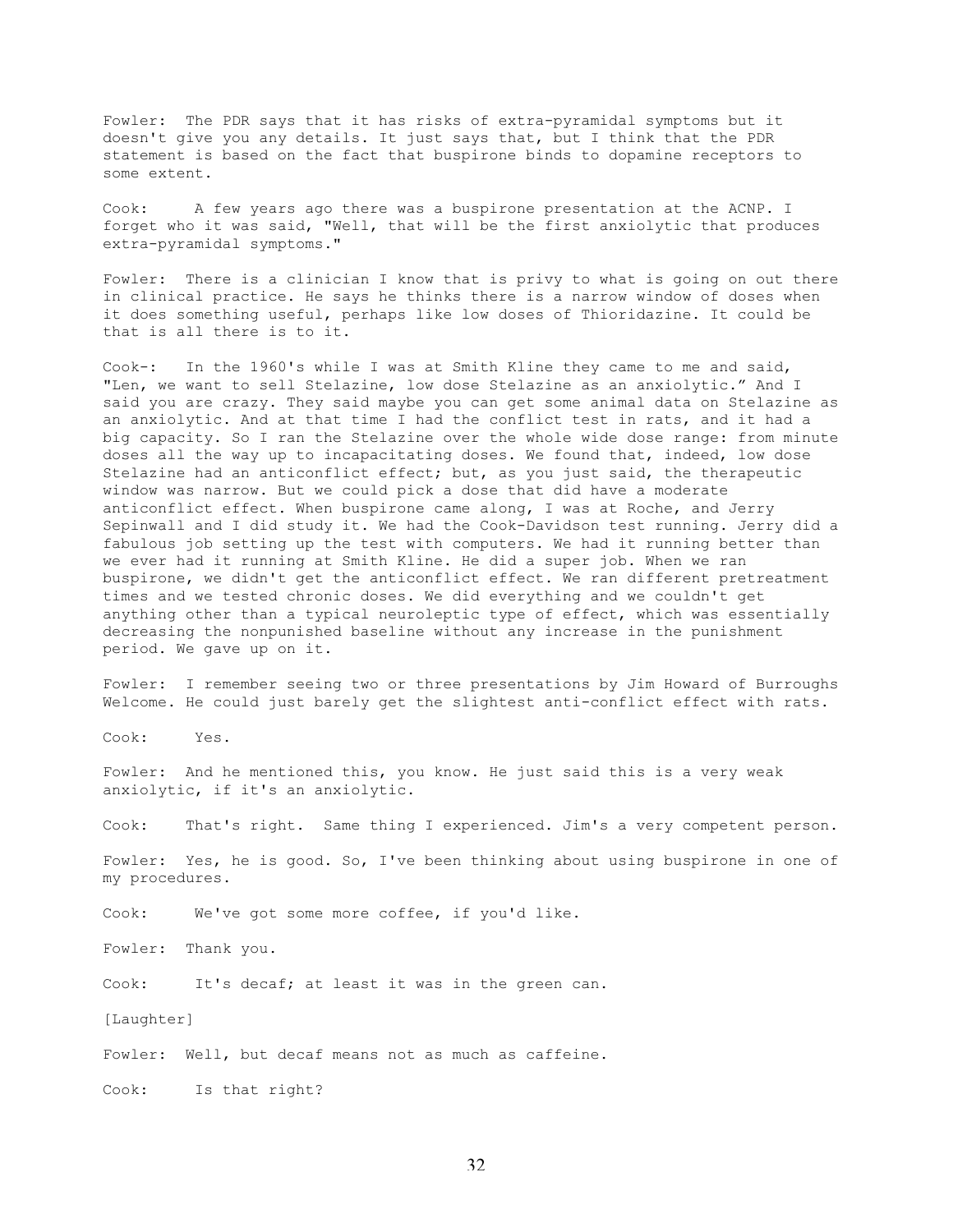Fowler: The PDR says that it has risks of extra-pyramidal symptoms but it doesn't give you any details. It just says that, but I think that the PDR statement is based on the fact that buspirone binds to dopamine receptors to some extent.

Cook: A few years ago there was a buspirone presentation at the ACNP. I forget who it was said, "Well, that will be the first anxiolytic that produces extra-pyramidal symptoms."

Fowler: There is a clinician I know that is privy to what is going on out there in clinical practice. He says he thinks there is a narrow window of doses when it does something useful, perhaps like low doses of Thioridazine. It could be that is all there is to it.

Cook-: In the 1960's while I was at Smith Kline they came to me and said, "Len, we want to sell Stelazine, low dose Stelazine as an anxiolytic." And I said you are crazy. They said maybe you can get some animal data on Stelazine as an anxiolytic. And at that time I had the conflict test in rats, and it had a big capacity. So I ran the Stelazine over the whole wide dose range: from minute doses all the way up to incapacitating doses. We found that, indeed, low dose Stelazine had an anticonflict effect; but, as you just said, the therapeutic window was narrow. But we could pick a dose that did have a moderate anticonflict effect. When buspirone came along, I was at Roche, and Jerry Sepinwall and I did study it. We had the Cook-Davidson test running. Jerry did a fabulous job setting up the test with computers. We had it running better than we ever had it running at Smith Kline. He did a super job. When we ran buspirone, we didn't get the anticonflict effect. We ran different pretreatment times and we tested chronic doses. We did everything and we couldn't get anything other than a typical neuroleptic type of effect, which was essentially decreasing the nonpunished baseline without any increase in the punishment period. We gave up on it.

Fowler: I remember seeing two or three presentations by Jim Howard of Burroughs Welcome. He could just barely get the slightest anti-conflict effect with rats.

Cook: Yes.

Fowler: And he mentioned this, you know. He just said this is a very weak anxiolytic, if it's an anxiolytic.

Cook: That's right. Same thing I experienced. Jim's a very competent person.

Fowler: Yes, he is good. So, I've been thinking about using buspirone in one of my procedures.

Cook: We've got some more coffee, if you'd like.

Fowler: Thank you.

Cook: It's decaf; at least it was in the green can.

[Laughter]

Fowler: Well, but decaf means not as much as caffeine.

Cook: Is that right?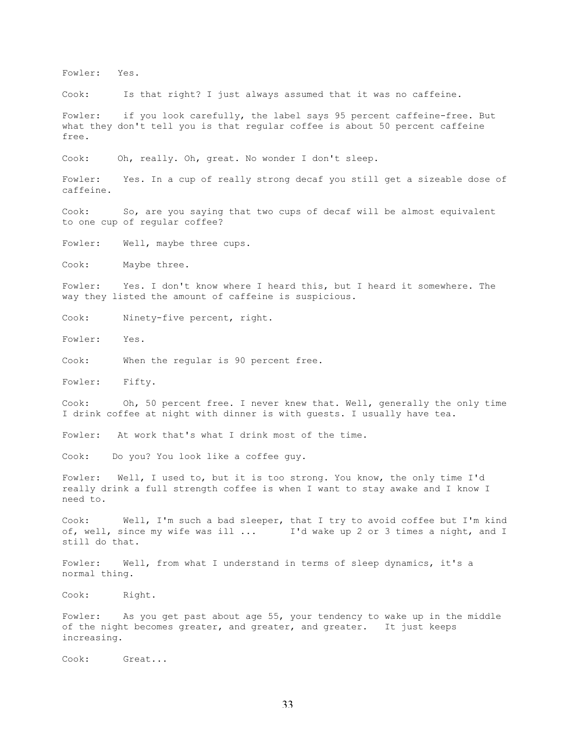Fowler: Yes.

Cook: Is that right? I just always assumed that it was no caffeine.

Fowler: if you look carefully, the label says 95 percent caffeine-free. But what they don't tell you is that regular coffee is about 50 percent caffeine free.

Cook: Oh, really. Oh, great. No wonder I don't sleep.

Fowler: Yes. In a cup of really strong decaf you still get a sizeable dose of caffeine.

Cook: So, are you saying that two cups of decaf will be almost equivalent to one cup of regular coffee?

Fowler: Well, maybe three cups.

Cook: Maybe three.

Fowler: Yes. I don't know where I heard this, but I heard it somewhere. The way they listed the amount of caffeine is suspicious.

Cook: Ninety-five percent, right.

Fowler: Yes.

Cook: When the regular is 90 percent free.

Fowler: Fifty.

Cook: Oh, 50 percent free. I never knew that. Well, generally the only time I drink coffee at night with dinner is with guests. I usually have tea.

Fowler: At work that's what I drink most of the time.

Cook: Do you? You look like a coffee guy.

Fowler: Well, I used to, but it is too strong. You know, the only time I'd really drink a full strength coffee is when I want to stay awake and I know I need to.

Cook: Well, I'm such a bad sleeper, that I try to avoid coffee but I'm kind of, well, since my wife was ill ... I'd wake up 2 or 3 times a night, and I still do that.

Fowler: Well, from what I understand in terms of sleep dynamics, it's a normal thing.

Cook: Right.

Fowler: As you get past about age 55, your tendency to wake up in the middle of the night becomes greater, and greater, and greater. It just keeps increasing.

Cook: Great...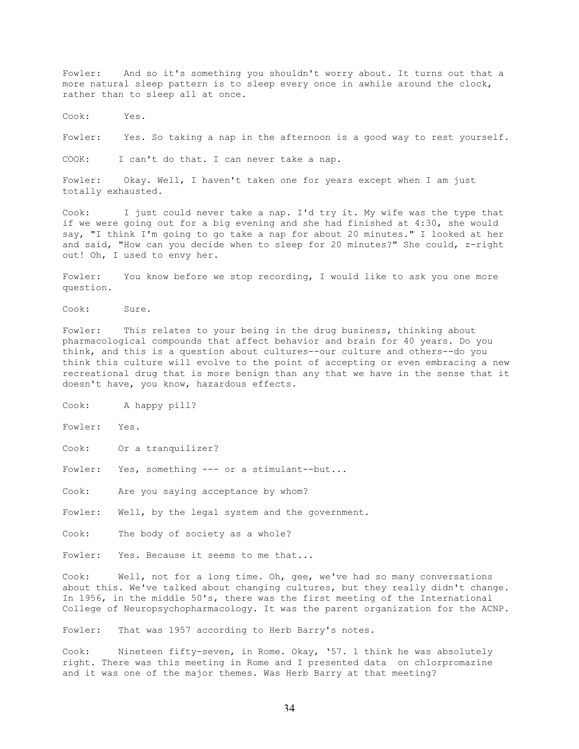Fowler: And so it's something you shouldn't worry about. It turns out that a more natural sleep pattern is to sleep every once in awhile around the clock, rather than to sleep all at once.

Cook: Yes.

Fowler: Yes. So taking a nap in the afternoon is a good way to rest yourself.

COOK: I can't do that. I can never take a nap.

Fowler: Okay. Well, I haven't taken one for years except when I am just totally exhausted.

Cook: I just could never take a nap. I'd try it. My wife was the type that if we were going out for a big evening and she had finished at 4:30, she would say, "I think I'm going to go take a nap for about 20 minutes." I looked at her and said, "How can you decide when to sleep for 20 minutes?" She could, z-right out! Oh, I used to envy her.

Fowler: You know before we stop recording, I would like to ask you one more question.

Cook: Sure.

Fowler: This relates to your being in the drug business, thinking about pharmacological compounds that affect behavior and brain for 40 years. Do you think, and this is a question about cultures--our culture and others--do you think this culture will evolve to the point of accepting or even embracing a new recreational drug that is more benign than any that we have in the sense that it doesn't have, you know, hazardous effects.

Cook: A happy pill?

Fowler: Yes.

Cook: Or a tranquilizer?

Fowler: Yes, something --- or a stimulant--but...

Cook: Are you saying acceptance by whom?

Fowler: Well, by the legal system and the government.

Cook: The body of society as a whole?

Fowler: Yes. Because it seems to me that...

Cook: Well, not for a long time. Oh, gee, we've had so many conversations about this. We've talked about changing cultures, but they really didn't change. In 1956, in the middle 50's, there was the first meeting of the International College of Neuropsychopharmacology. It was the parent organization for the ACNP.

Fowler: That was 1957 according to Herb Barry's notes.

Cook: Nineteen fifty-seven, in Rome. Okay, '57. I think he was absolutely right. There was this meeting in Rome and I presented data on chlorpromazine and it was one of the major themes. Was Herb Barry at that meeting?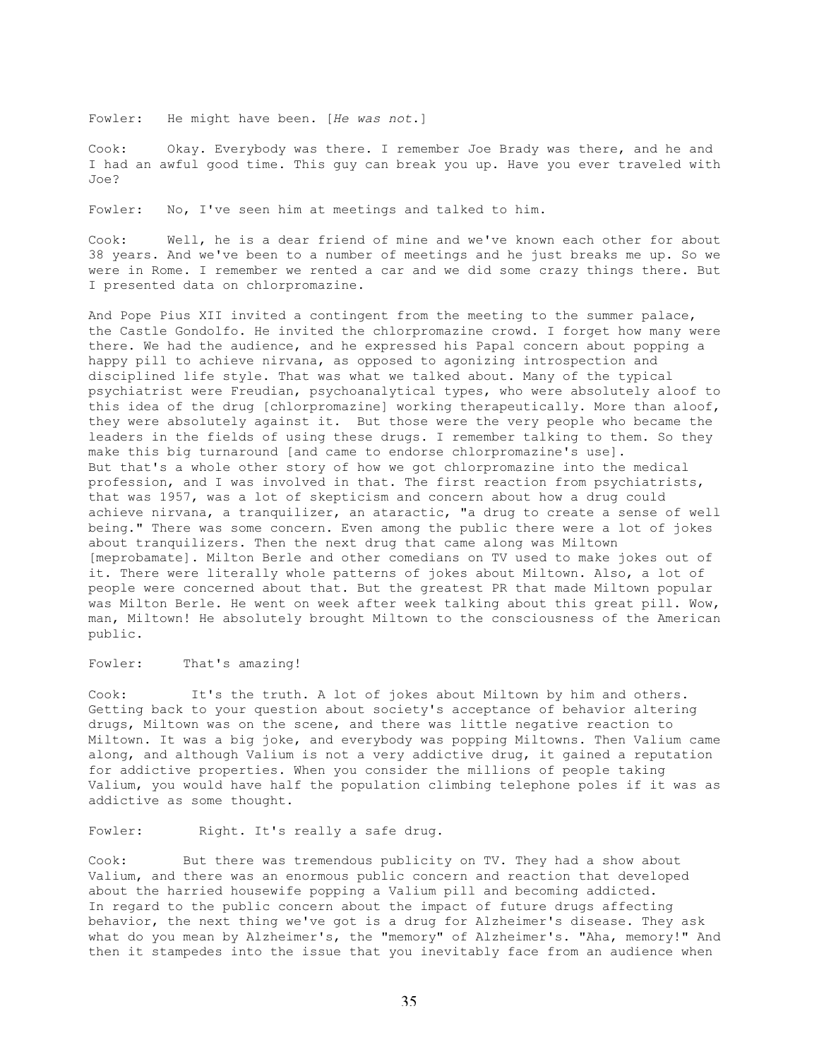Fowler: He might have been. [*He was not.*]

Cook: Okay. Everybody was there. I remember Joe Brady was there, and he and I had an awful good time. This guy can break you up. Have you ever traveled with Joe?

Fowler: No, I've seen him at meetings and talked to him.

Cook: Well, he is a dear friend of mine and we've known each other for about 38 years. And we've been to a number of meetings and he just breaks me up. So we were in Rome. I remember we rented a car and we did some crazy things there. But I presented data on chlorpromazine.

And Pope Pius XII invited a contingent from the meeting to the summer palace, the Castle Gondolfo. He invited the chlorpromazine crowd. I forget how many were there. We had the audience, and he expressed his Papal concern about popping a happy pill to achieve nirvana, as opposed to agonizing introspection and disciplined life style. That was what we talked about. Many of the typical psychiatrist were Freudian, psychoanalytical types, who were absolutely aloof to this idea of the drug [chlorpromazine] working therapeutically. More than aloof, they were absolutely against it. But those were the very people who became the leaders in the fields of using these drugs. I remember talking to them. So they make this big turnaround [and came to endorse chlorpromazine's use]. But that's a whole other story of how we got chlorpromazine into the medical profession, and I was involved in that. The first reaction from psychiatrists, that was 1957, was a lot of skepticism and concern about how a drug could achieve nirvana, a tranquilizer, an ataractic, "a drug to create a sense of well being." There was some concern. Even among the public there were a lot of jokes about tranquilizers. Then the next drug that came along was Miltown [meprobamate]. Milton Berle and other comedians on TV used to make jokes out of it. There were literally whole patterns of jokes about Miltown. Also, a lot of people were concerned about that. But the greatest PR that made Miltown popular was Milton Berle. He went on week after week talking about this great pill. Wow, man, Miltown! He absolutely brought Miltown to the consciousness of the American public.

Fowler: That's amazing!

Cook: It's the truth. A lot of jokes about Miltown by him and others. Getting back to your question about society's acceptance of behavior altering drugs, Miltown was on the scene, and there was little negative reaction to Miltown. It was a big joke, and everybody was popping Miltowns. Then Valium came along, and although Valium is not a very addictive drug, it gained a reputation for addictive properties. When you consider the millions of people taking Valium, you would have half the population climbing telephone poles if it was as addictive as some thought.

Fowler: Right. It's really a safe drug.

Cook: But there was tremendous publicity on TV. They had a show about Valium, and there was an enormous public concern and reaction that developed about the harried housewife popping a Valium pill and becoming addicted. In regard to the public concern about the impact of future drugs affecting behavior, the next thing we've got is a drug for Alzheimer's disease. They ask what do you mean by Alzheimer's, the "memory" of Alzheimer's. "Aha, memory!" And then it stampedes into the issue that you inevitably face from an audience when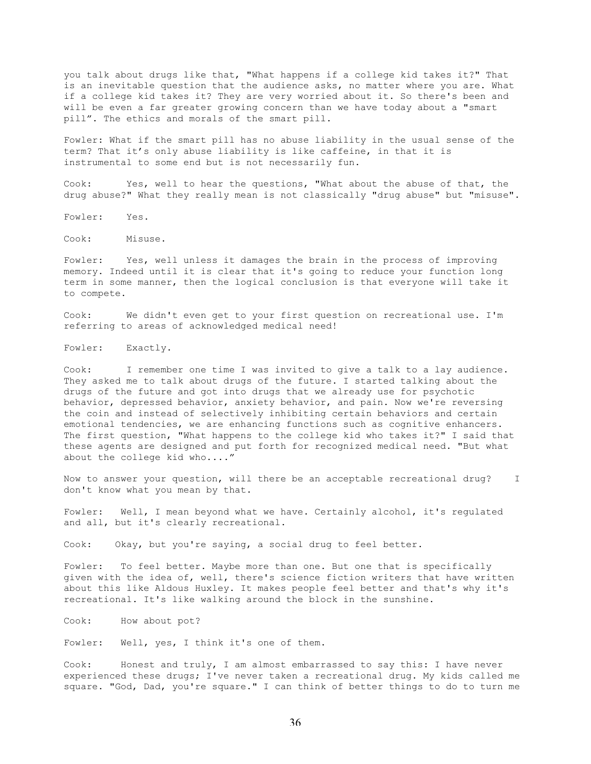you talk about drugs like that, "What happens if a college kid takes it?" That is an inevitable question that the audience asks, no matter where you are. What if a college kid takes it? They are very worried about it. So there's been and will be even a far greater growing concern than we have today about a "smart pill". The ethics and morals of the smart pill.

Fowler: What if the smart pill has no abuse liability in the usual sense of the term? That it's only abuse liability is like caffeine, in that it is instrumental to some end but is not necessarily fun.

Cook: Yes, well to hear the questions, "What about the abuse of that, the drug abuse?" What they really mean is not classically "drug abuse" but "misuse".

Fowler: Yes.

Cook: Misuse.

Fowler: Yes, well unless it damages the brain in the process of improving memory. Indeed until it is clear that it's going to reduce your function long term in some manner, then the logical conclusion is that everyone will take it to compete.

Cook: We didn't even get to your first question on recreational use. I'm referring to areas of acknowledged medical need!

Fowler: Exactly.

Cook: I remember one time I was invited to give a talk to a lay audience. They asked me to talk about drugs of the future. I started talking about the drugs of the future and got into drugs that we already use for psychotic behavior, depressed behavior, anxiety behavior, and pain. Now we're reversing the coin and instead of selectively inhibiting certain behaviors and certain emotional tendencies, we are enhancing functions such as cognitive enhancers. The first question, "What happens to the college kid who takes it?" I said that these agents are designed and put forth for recognized medical need. "But what about the college kid who...."

Now to answer your question, will there be an acceptable recreational drug? I don't know what you mean by that.

Fowler: Well, I mean beyond what we have. Certainly alcohol, it's regulated and all, but it's clearly recreational.

Cook: Okay, but you're saying, a social drug to feel better.

Fowler: To feel better. Maybe more than one. But one that is specifically given with the idea of, well, there's science fiction writers that have written about this like Aldous Huxley. It makes people feel better and that's why it's recreational. It's like walking around the block in the sunshine.

Cook: How about pot?

Fowler: Well, yes, I think it's one of them.

Cook: Honest and truly, I am almost embarrassed to say this: I have never experienced these drugs; I've never taken a recreational drug. My kids called me square. "God, Dad, you're square." I can think of better things to do to turn me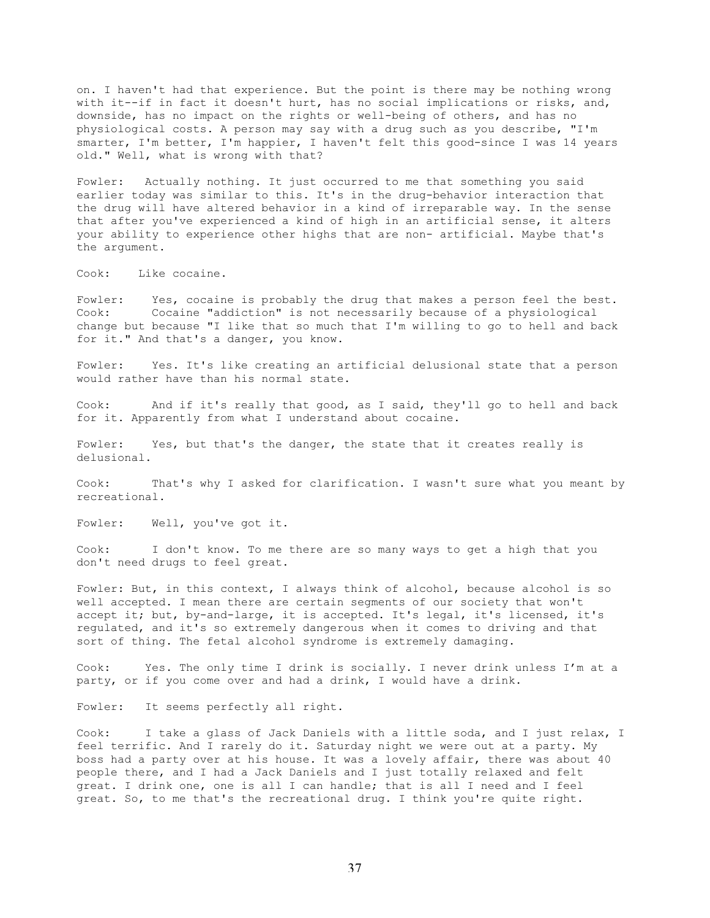on. I haven't had that experience. But the point is there may be nothing wrong with it--if in fact it doesn't hurt, has no social implications or risks, and, downside, has no impact on the rights or well-being of others, and has no physiological costs. A person may say with a drug such as you describe, "I'm smarter, I'm better, I'm happier, I haven't felt this good-since I was 14 years old." Well, what is wrong with that?

Fowler: Actually nothing. It just occurred to me that something you said earlier today was similar to this. It's in the drug-behavior interaction that the drug will have altered behavior in a kind of irreparable way. In the sense that after you've experienced a kind of high in an artificial sense, it alters your ability to experience other highs that are non- artificial. Maybe that's the argument.

Cook: Like cocaine.

Fowler: Yes, cocaine is probably the drug that makes a person feel the best.

Cook: Cocaine "addiction" is not necessarily because of a physiological change but because "I like that so much that I'm willing to go to hell and back for it." And that's a danger, you know.

Fowler: Yes. It's like creating an artificial delusional state that a person would rather have than his normal state.

Cook: And if it's really that good, as I said, they'll go to hell and back for it. Apparently from what I understand about cocaine.

Fowler: Yes, but that's the danger, the state that it creates really is delusional.

Cook: That's why I asked for clarification. I wasn't sure what you meant by recreational.

Fowler: Well, you've got it.

Cook: I don't know. To me there are so many ways to get a high that you don't need drugs to feel great.

Fowler: But, in this context, I always think of alcohol, because alcohol is so well accepted. I mean there are certain segments of our society that won't accept it; but, by-and-large, it is accepted. It's legal, it's licensed, it's regulated, and it's so extremely dangerous when it comes to driving and that sort of thing. The fetal alcohol syndrome is extremely damaging.

Cook: Yes. The only time I drink is socially. I never drink unless I'm at a party, or if you come over and had a drink, I would have a drink.

Fowler: It seems perfectly all right.

Cook: I take a glass of Jack Daniels with a little soda, and I just relax, I feel terrific. And I rarely do it. Saturday night we were out at a party. My boss had a party over at his house. It was a lovely affair, there was about 40 people there, and I had a Jack Daniels and I just totally relaxed and felt great. I drink one, one is all I can handle; that is all I need and I feel great. So, to me that's the recreational drug. I think you're quite right.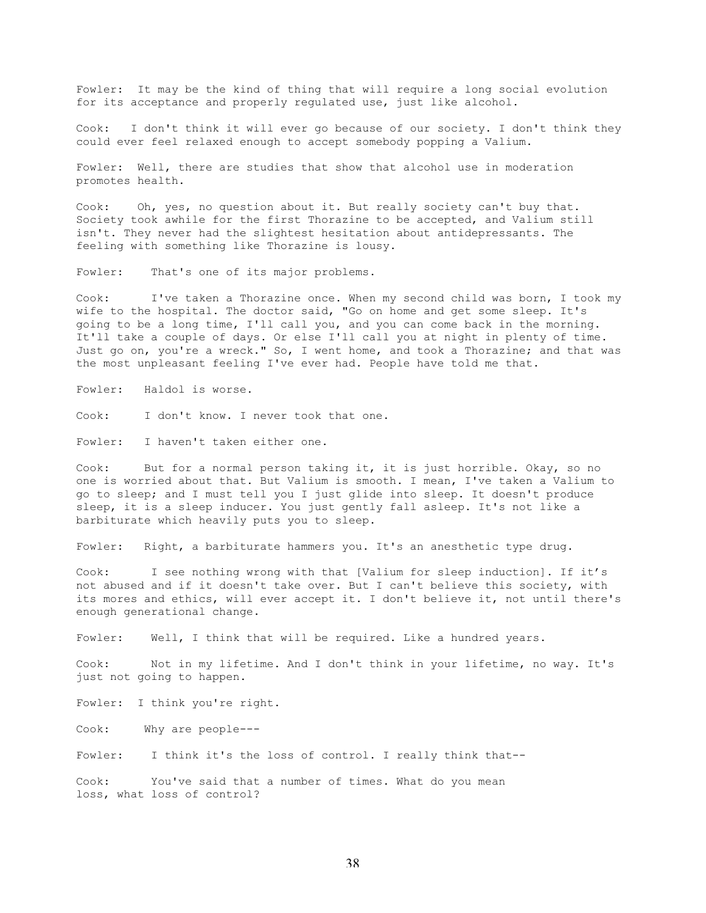Fowler: It may be the kind of thing that will require a long social evolution for its acceptance and properly regulated use, just like alcohol.

Cook: I don't think it will ever go because of our society. I don't think they could ever feel relaxed enough to accept somebody popping a Valium.

Fowler: Well, there are studies that show that alcohol use in moderation promotes health.

Cook: Oh, yes, no question about it. But really society can't buy that. Society took awhile for the first Thorazine to be accepted, and Valium still isn't. They never had the slightest hesitation about antidepressants. The feeling with something like Thorazine is lousy.

Fowler: That's one of its major problems.

Cook: I've taken a Thorazine once. When my second child was born, I took my wife to the hospital. The doctor said, "Go on home and get some sleep. It's going to be a long time, I'll call you, and you can come back in the morning. It'll take a couple of days. Or else I'll call you at night in plenty of time. Just go on, you're a wreck." So, I went home, and took a Thorazine; and that was the most unpleasant feeling I've ever had. People have told me that.

Fowler: Haldol is worse.

Cook: I don't know. I never took that one.

Fowler: I haven't taken either one.

Cook: But for a normal person taking it, it is just horrible. Okay, so no one is worried about that. But Valium is smooth. I mean, I've taken a Valium to go to sleep; and I must tell you I just glide into sleep. It doesn't produce sleep, it is a sleep inducer. You just gently fall asleep. It's not like a barbiturate which heavily puts you to sleep.

Fowler: Right, a barbiturate hammers you. It's an anesthetic type drug.

Cook: I see nothing wrong with that [Valium for sleep induction]. If it's not abused and if it doesn't take over. But I can't believe this society, with its mores and ethics, will ever accept it. I don't believe it, not until there's enough generational change.

Fowler: Well, I think that will be required. Like a hundred years.

Cook: Not in my lifetime. And I don't think in your lifetime, no way. It's just not going to happen.

Fowler: I think you're right.

Cook: Why are people---

Fowler: I think it's the loss of control. I really think that--

Cook: You've said that a number of times. What do you mean loss, what loss of control?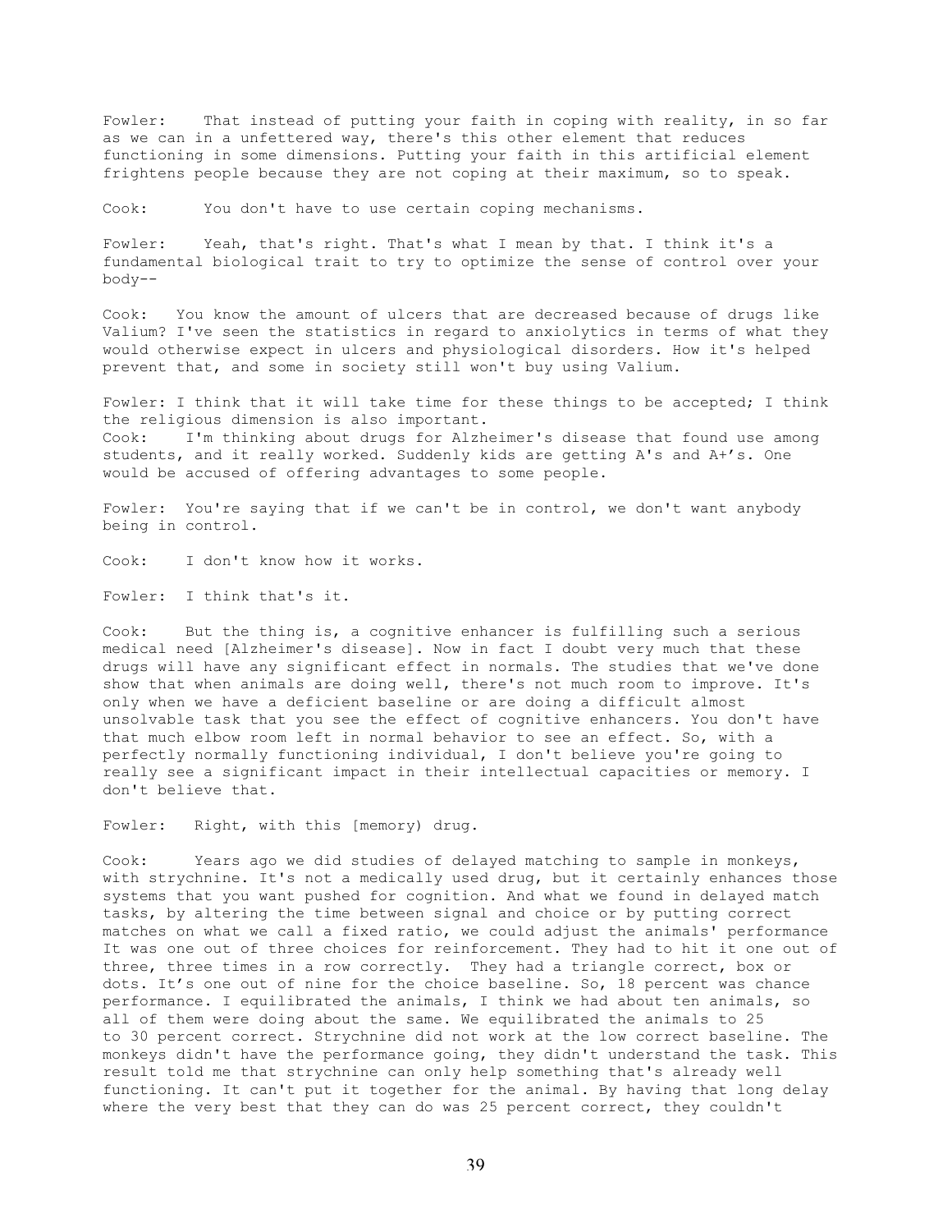Fowler: That instead of putting your faith in coping with reality, in so far as we can in a unfettered way, there's this other element that reduces functioning in some dimensions. Putting your faith in this artificial element frightens people because they are not coping at their maximum, so to speak.

Cook: You don't have to use certain coping mechanisms.

Fowler: Yeah, that's right. That's what I mean by that. I think it's a fundamental biological trait to try to optimize the sense of control over your body--

Cook: You know the amount of ulcers that are decreased because of drugs like Valium? I've seen the statistics in regard to anxiolytics in terms of what they would otherwise expect in ulcers and physiological disorders. How it's helped prevent that, and some in society still won't buy using Valium.

Fowler: I think that it will take time for these things to be accepted; I think the religious dimension is also important.

Cook: I'm thinking about drugs for Alzheimer's disease that found use among students, and it really worked. Suddenly kids are getting A's and A+'s. One would be accused of offering advantages to some people.

Fowler: You're saying that if we can't be in control, we don't want anybody being in control.

Cook: I don't know how it works.

Fowler: I think that's it.

Cook: But the thing is, a cognitive enhancer is fulfilling such a serious medical need [Alzheimer's disease]. Now in fact I doubt very much that these drugs will have any significant effect in normals. The studies that we've done show that when animals are doing well, there's not much room to improve. It's only when we have a deficient baseline or are doing a difficult almost unsolvable task that you see the effect of cognitive enhancers. You don't have that much elbow room left in normal behavior to see an effect. So, with a perfectly normally functioning individual, I don't believe you're going to really see a significant impact in their intellectual capacities or memory. I don't believe that.

Fowler: Right, with this [memory] drug.

Cook: Years ago we did studies of delayed matching to sample in monkeys, with strychnine. It's not a medically used drug, but it certainly enhances those systems that you want pushed for cognition. And what we found in delayed match tasks, by altering the time between signal and choice or by putting correct matches on what we call a fixed ratio, we could adjust the animals' performance It was one out of three choices for reinforcement. They had to hit it one out of three, three times in a row correctly. They had a triangle correct, box or dots. It's one out of nine for the choice baseline. So, 18 percent was chance performance. I equilibrated the animals, I think we had about ten animals, so all of them were doing about the same. We equilibrated the animals to 25 to 30 percent correct. Strychnine did not work at the low correct baseline. The monkeys didn't have the performance going, they didn't understand the task. This result told me that strychnine can only help something that's already well functioning. It can't put it together for the animal. By having that long delay where the very best that they can do was 25 percent correct, they couldn't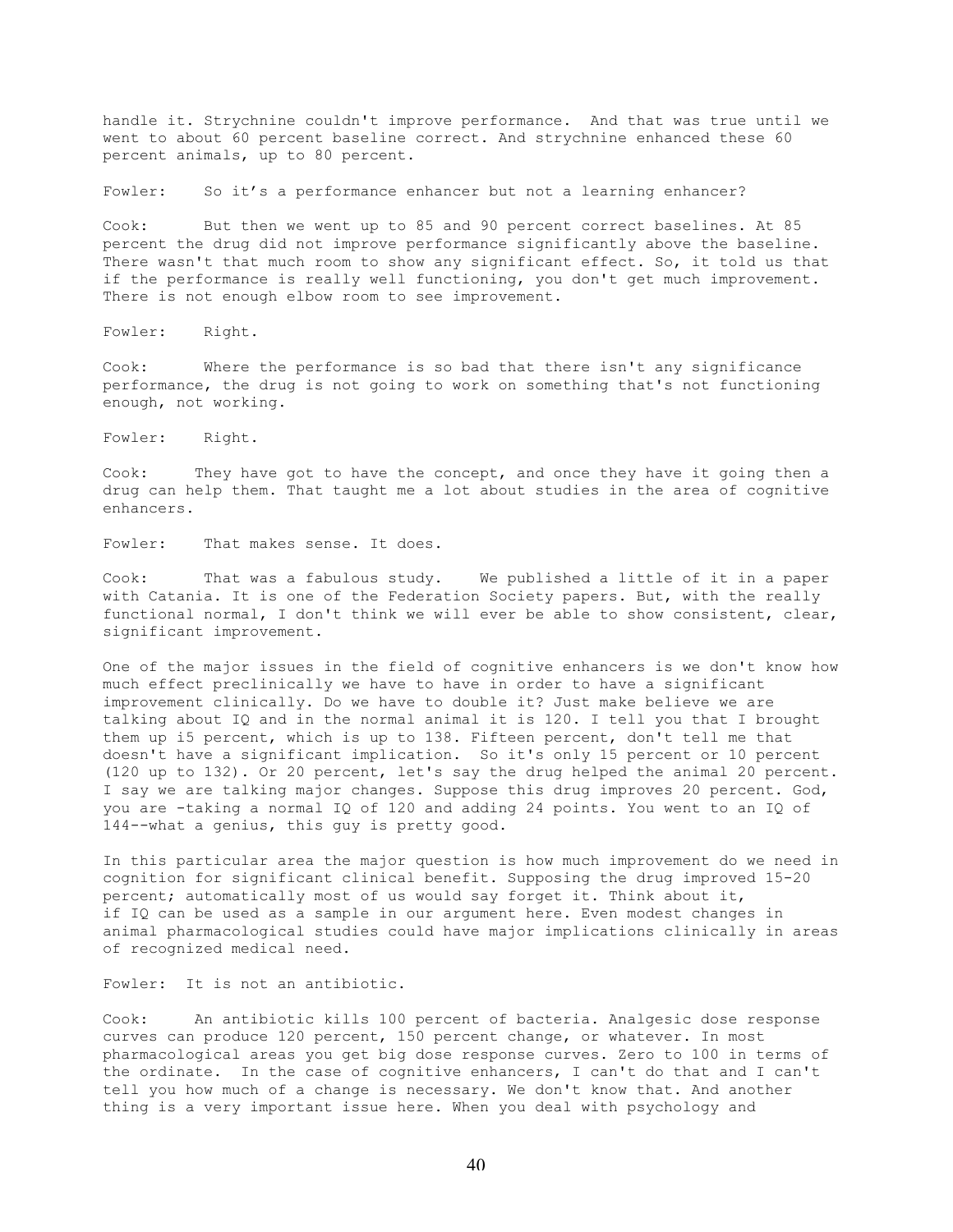handle it. Strychnine couldn't improve performance. And that was true until we went to about 60 percent baseline correct. And strychnine enhanced these 60 percent animals, up to 80 percent.

Fowler: So it's a performance enhancer but not a learning enhancer?

Cook: But then we went up to 85 and 90 percent correct baselines. At 85 percent the drug did not improve performance significantly above the baseline. There wasn't that much room to show any significant effect. So, it told us that if the performance is really well functioning, you don't get much improvement. There is not enough elbow room to see improvement.

Fowler: Right.

Cook: Where the performance is so bad that there isn't any significance performance, the drug is not going to work on something that's not functioning enough, not working.

Fowler: Right.

Cook: They have got to have the concept, and once they have it going then a drug can help them. That taught me a lot about studies in the area of cognitive enhancers.

Fowler: That makes sense. It does.

Cook: That was a fabulous study. We published a little of it in a paper with Catania. It is one of the Federation Society papers. But, with the really functional normal, I don't think we will ever be able to show consistent, clear, significant improvement.

One of the major issues in the field of cognitive enhancers is we don't know how much effect preclinically we have to have in order to have a significant improvement clinically. Do we have to double it? Just make believe we are talking about IQ and in the normal animal it is 120. I tell you that I brought them up i5 percent, which is up to 138. Fifteen percent, don't tell me that doesn't have a significant implication. So it's only 15 percent or 10 percent (120 up to 132). Or 20 percent, let's say the drug helped the animal 20 percent. I say we are talking major changes. Suppose this drug improves 20 percent. God, you are -taking a normal IQ of 120 and adding 24 points. You went to an IQ of 144--what a genius, this guy is pretty good.

In this particular area the major question is how much improvement do we need in cognition for significant clinical benefit. Supposing the drug improved 15-20 percent; automatically most of us would say forget it. Think about it, if IQ can be used as a sample in our argument here. Even modest changes in animal pharmacological studies could have major implications clinically in areas of recognized medical need.

Fowler: It is not an antibiotic.

Cook: An antibiotic kills 100 percent of bacteria. Analgesic dose response curves can produce 120 percent, 150 percent change, or whatever. In most pharmacological areas you get big dose response curves. Zero to 100 in terms of the ordinate. In the case of cognitive enhancers, I can't do that and I can't tell you how much of a change is necessary. We don't know that. And another thing is a very important issue here. When you deal with psychology and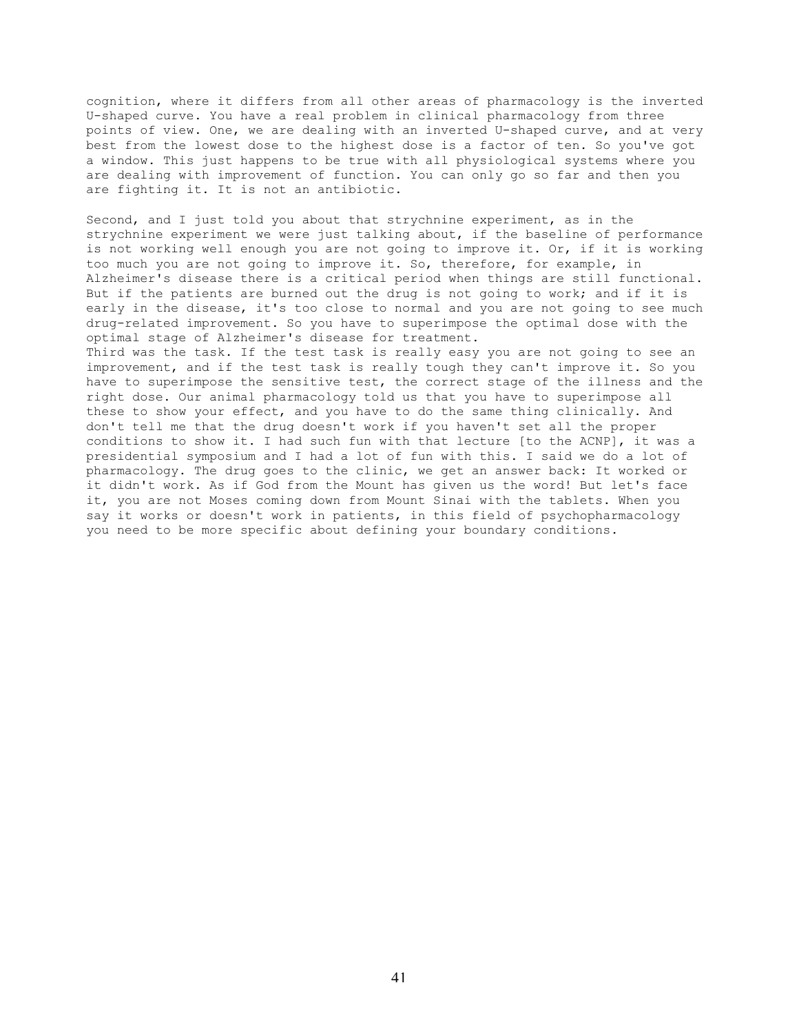cognition, where it differs from all other areas of pharmacology is the inverted U-shaped curve. You have a real problem in clinical pharmacology from three points of view. One, we are dealing with an inverted U-shaped curve, and at very best from the lowest dose to the highest dose is a factor of ten. So you've got a window. This just happens to be true with all physiological systems where you are dealing with improvement of function. You can only go so far and then you are fighting it. It is not an antibiotic.

Second, and I just told you about that strychnine experiment, as in the strychnine experiment we were just talking about, if the baseline of performance is not working well enough you are not going to improve it. Or, if it is working too much you are not going to improve it. So, therefore, for example, in Alzheimer's disease there is a critical period when things are still functional. But if the patients are burned out the drug is not going to work; and if it is early in the disease, it's too close to normal and you are not going to see much drug-related improvement. So you have to superimpose the optimal dose with the optimal stage of Alzheimer's disease for treatment.

Third was the task. If the test task is really easy you are not going to see an improvement, and if the test task is really tough they can't improve it. So you have to superimpose the sensitive test, the correct stage of the illness and the right dose. Our animal pharmacology told us that you have to superimpose all these to show your effect, and you have to do the same thing clinically. And don't tell me that the drug doesn't work if you haven't set all the proper conditions to show it. I had such fun with that lecture [to the ACNP], it was a presidential symposium and I had a lot of fun with this. I said we do a lot of pharmacology. The drug goes to the clinic, we get an answer back: It worked or it didn't work. As if God from the Mount has given us the word! But let's face it, you are not Moses coming down from Mount Sinai with the tablets. When you say it works or doesn't work in patients, in this field of psychopharmacology you need to be more specific about defining your boundary conditions.